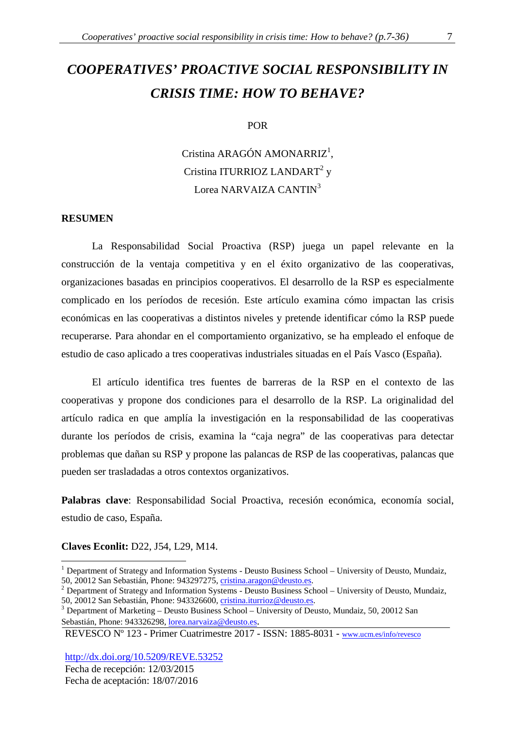# *COOPERATIVES' PROACTIVE SOCIAL RESPONSIBILITY IN CRISIS TIME: HOW TO BEHAVE?*

POR

Cristina ARAGÓN AMONARRIZ[1],
Cristina ITURRIOZ LANDART[2] y
Lorea NARVAIZA CANTIN[3]

**RESUMEN**

La Responsabilidad Social Proactiva (RSP) juega un papel relevante en la construcción de la ventaja competitiva y en el éxito organizativo de las cooperativas, organizaciones basadas en principios cooperativos. El desarrollo de la RSP es especialmente complicado en los períodos de recesión. Este artículo examina cómo impactan las crisis económicas en las cooperativas a distintos niveles y pretende identificar cómo la RSP puede recuperarse. Para ahondar en el comportamiento organizativo, se ha empleado el enfoque de estudio de caso aplicado a tres cooperativas industriales situadas en el País Vasco (España).

El artículo identifica tres fuentes de barreras de la RSP en el contexto de las cooperativas y propone dos condiciones para el desarrollo de la RSP. La originalidad del artículo radica en que amplía la investigación en la responsabilidad de las cooperativas durante los períodos de crisis, examina la "caja negra" de las cooperativas para detectar problemas que dañan su RSP y propone las palancas de RSP de las cooperativas, palancas que pueden ser trasladadas a otros contextos organizativos.

**Palabras clave**: Responsabilidad Social Proactiva, recesión económica, economía social, estudio de caso, España.

**Claves Econlit:** D22, J54, L29, M14.

---

[1] Department of Strategy and Information Systems - Deusto Business School – University of Deusto, Mundaiz, 50, 20012 San Sebastián, Phone: 943297275, cristina.aragon@deusto.es.
[2] Department of Strategy and Information Systems - Deusto Business School – University of Deusto, Mundaiz, 50, 20012 San Sebastián, Phone: 943326600, cristina.iturrioz@deusto.es.
[3] Department of Marketing – Deusto Business School – University of Deusto, Mundaiz, 50, 20012 San Sebastián, Phone: 943326298, lorea.narvaiza@deusto.es.

REVESCO Nº 123 - Primer Cuatrimestre 2017 - ISSN: 1885-8031 - www.ucm.es/info/revesco

http://dx.doi.org/10.5209/REVE.53252
Fecha de recepción: 12/03/2015
Fecha de aceptación: 18/07/2016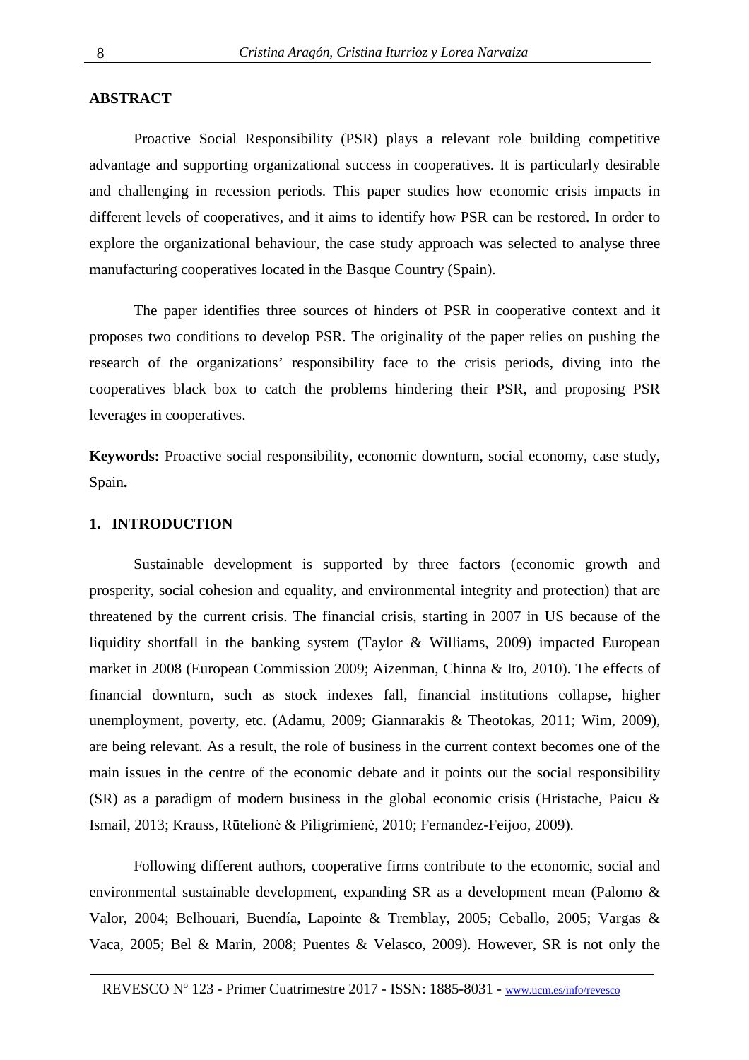## ABSTRACT

Proactive Social Responsibility (PSR) plays a relevant role building competitive advantage and supporting organizational success in cooperatives. It is particularly desirable and challenging in recession periods. This paper studies how economic crisis impacts in different levels of cooperatives, and it aims to identify how PSR can be restored. In order to explore the organizational behaviour, the case study approach was selected to analyse three manufacturing cooperatives located in the Basque Country (Spain).

The paper identifies three sources of hinders of PSR in cooperative context and it proposes two conditions to develop PSR. The originality of the paper relies on pushing the research of the organizations' responsibility face to the crisis periods, diving into the cooperatives black box to catch the problems hindering their PSR, and proposing PSR leverages in cooperatives.

**Keywords:** Proactive social responsibility, economic downturn, social economy, case study, Spain**.**

## 1. INTRODUCTION

Sustainable development is supported by three factors (economic growth and prosperity, social cohesion and equality, and environmental integrity and protection) that are threatened by the current crisis. The financial crisis, starting in 2007 in US because of the liquidity shortfall in the banking system (Taylor & Williams, 2009) impacted European market in 2008 (European Commission 2009; Aizenman, Chinna & Ito, 2010). The effects of financial downturn, such as stock indexes fall, financial institutions collapse, higher unemployment, poverty, etc. (Adamu, 2009; Giannarakis & Theotokas, 2011; Wim, 2009), are being relevant. As a result, the role of business in the current context becomes one of the main issues in the centre of the economic debate and it points out the social responsibility (SR) as a paradigm of modern business in the global economic crisis (Hristache, Paicu & Ismail, 2013; Krauss, Rūtelionė & Piligrimienė, 2010; Fernandez-Feijoo, 2009).

Following different authors, cooperative firms contribute to the economic, social and environmental sustainable development, expanding SR as a development mean (Palomo & Valor, 2004; Belhouari, Buendía, Lapointe & Tremblay, 2005; Ceballo, 2005; Vargas & Vaca, 2005; Bel & Marin, 2008; Puentes & Velasco, 2009). However, SR is not only the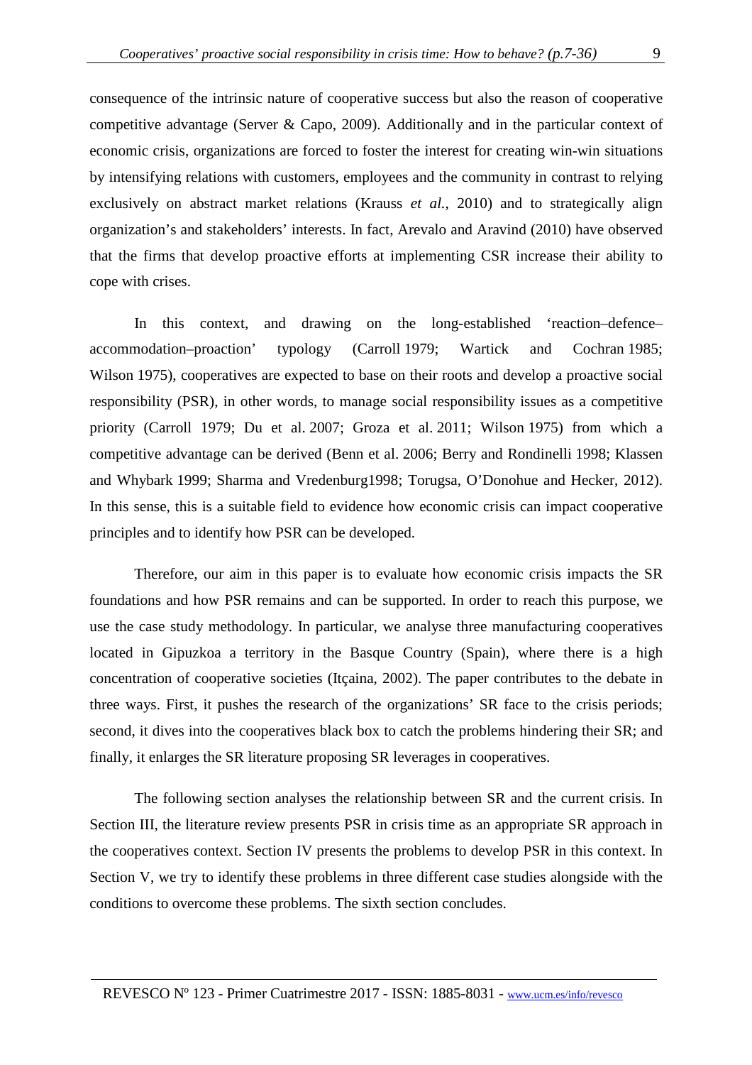consequence of the intrinsic nature of cooperative success but also the reason of cooperative competitive advantage (Server & Capo, 2009). Additionally and in the particular context of economic crisis, organizations are forced to foster the interest for creating win-win situations by intensifying relations with customers, employees and the community in contrast to relying exclusively on abstract market relations (Krauss *et al.*, 2010) and to strategically align organization's and stakeholders' interests. In fact, Arevalo and Aravind (2010) have observed that the firms that develop proactive efforts at implementing CSR increase their ability to cope with crises.

In this context, and drawing on the long-established 'reaction–defence–accommodation–proaction' typology (Carroll 1979; Wartick and Cochran 1985; Wilson 1975), cooperatives are expected to base on their roots and develop a proactive social responsibility (PSR), in other words, to manage social responsibility issues as a competitive priority (Carroll 1979; Du et al. 2007; Groza et al. 2011; Wilson 1975) from which a competitive advantage can be derived (Benn et al. 2006; Berry and Rondinelli 1998; Klassen and Whybark 1999; Sharma and Vredenburg1998; Torugsa, O'Donohue and Hecker, 2012). In this sense, this is a suitable field to evidence how economic crisis can impact cooperative principles and to identify how PSR can be developed.

Therefore, our aim in this paper is to evaluate how economic crisis impacts the SR foundations and how PSR remains and can be supported. In order to reach this purpose, we use the case study methodology. In particular, we analyse three manufacturing cooperatives located in Gipuzkoa a territory in the Basque Country (Spain), where there is a high concentration of cooperative societies (Itçaina, 2002). The paper contributes to the debate in three ways. First, it pushes the research of the organizations' SR face to the crisis periods; second, it dives into the cooperatives black box to catch the problems hindering their SR; and finally, it enlarges the SR literature proposing SR leverages in cooperatives.

The following section analyses the relationship between SR and the current crisis. In Section III, the literature review presents PSR in crisis time as an appropriate SR approach in the cooperatives context. Section IV presents the problems to develop PSR in this context. In Section V, we try to identify these problems in three different case studies alongside with the conditions to overcome these problems. The sixth section concludes.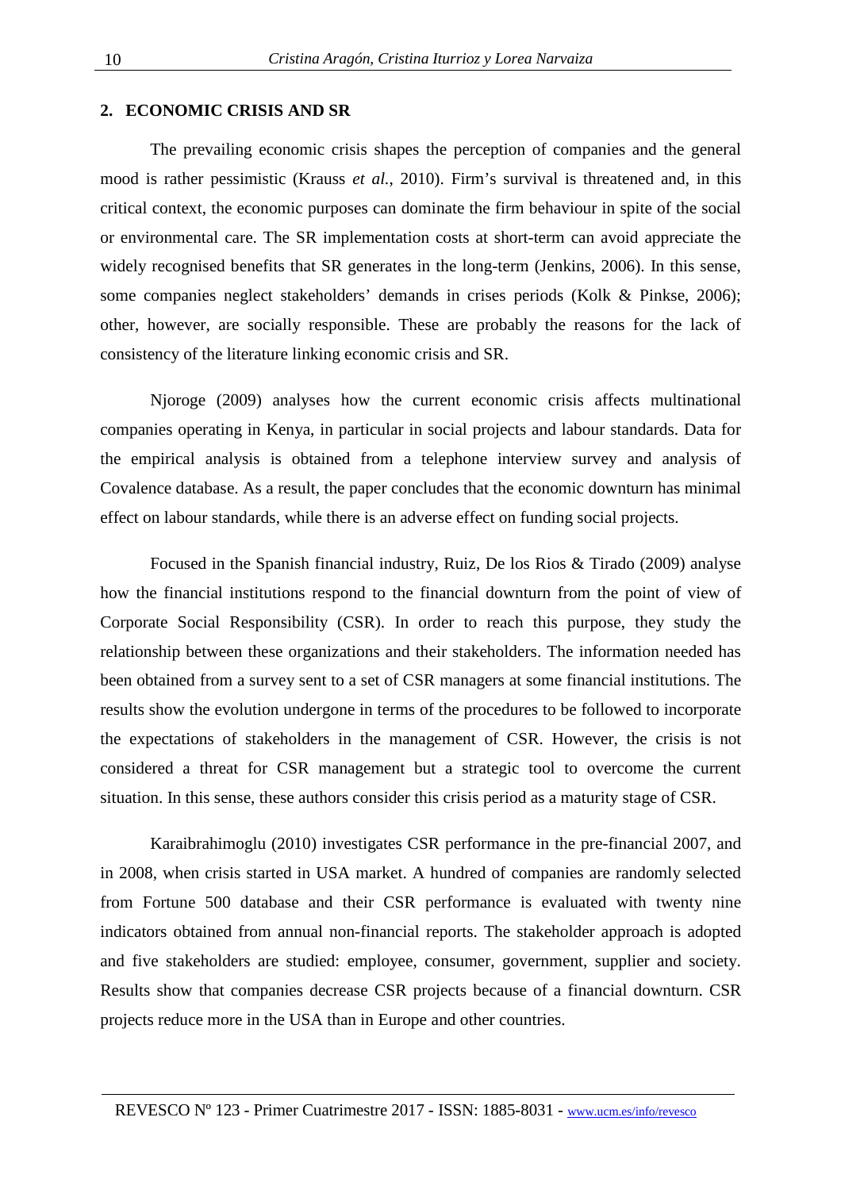## 2. ECONOMIC CRISIS AND SR

The prevailing economic crisis shapes the perception of companies and the general mood is rather pessimistic (Krauss *et al.*, 2010). Firm's survival is threatened and, in this critical context, the economic purposes can dominate the firm behaviour in spite of the social or environmental care. The SR implementation costs at short-term can avoid appreciate the widely recognised benefits that SR generates in the long-term (Jenkins, 2006). In this sense, some companies neglect stakeholders' demands in crises periods (Kolk & Pinkse, 2006); other, however, are socially responsible. These are probably the reasons for the lack of consistency of the literature linking economic crisis and SR.

Njoroge (2009) analyses how the current economic crisis affects multinational companies operating in Kenya, in particular in social projects and labour standards. Data for the empirical analysis is obtained from a telephone interview survey and analysis of Covalence database. As a result, the paper concludes that the economic downturn has minimal effect on labour standards, while there is an adverse effect on funding social projects.

Focused in the Spanish financial industry, Ruiz, De los Rios & Tirado (2009) analyse how the financial institutions respond to the financial downturn from the point of view of Corporate Social Responsibility (CSR). In order to reach this purpose, they study the relationship between these organizations and their stakeholders. The information needed has been obtained from a survey sent to a set of CSR managers at some financial institutions. The results show the evolution undergone in terms of the procedures to be followed to incorporate the expectations of stakeholders in the management of CSR. However, the crisis is not considered a threat for CSR management but a strategic tool to overcome the current situation. In this sense, these authors consider this crisis period as a maturity stage of CSR.

Karaibrahimoglu (2010) investigates CSR performance in the pre-financial 2007, and in 2008, when crisis started in USA market. A hundred of companies are randomly selected from Fortune 500 database and their CSR performance is evaluated with twenty nine indicators obtained from annual non-financial reports. The stakeholder approach is adopted and five stakeholders are studied: employee, consumer, government, supplier and society. Results show that companies decrease CSR projects because of a financial downturn. CSR projects reduce more in the USA than in Europe and other countries.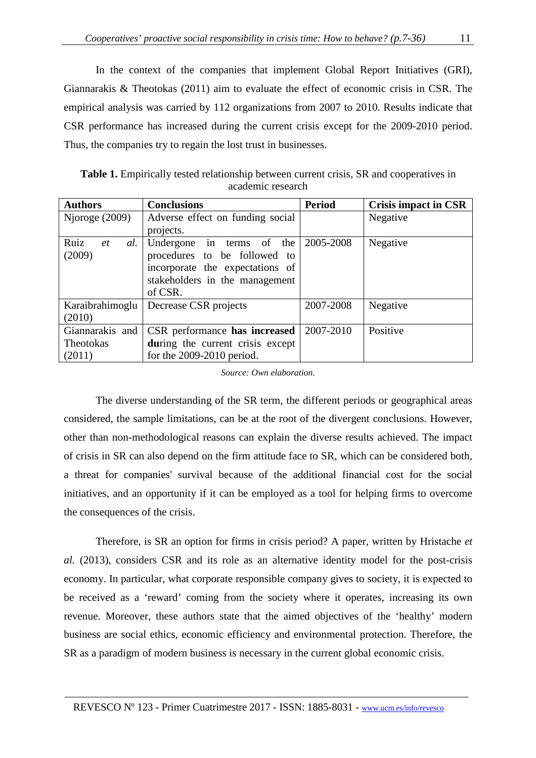In the context of the companies that implement Global Report Initiatives (GRI), Giannarakis & Theotokas (2011) aim to evaluate the effect of economic crisis in CSR. The empirical analysis was carried by 112 organizations from 2007 to 2010. Results indicate that CSR performance has increased during the current crisis except for the 2009-2010 period. Thus, the companies try to regain the lost trust in businesses.

**Table 1.** Empirically tested relationship between current crisis, SR and cooperatives in academic research

| **Authors** | **Conclusions** | **Period** | **Crisis impact in CSR** |
|---|---|---|---|
| Njoroge (2009) | Adverse effect on funding social projects. | | Negative |
| Ruiz *et al.* (2009) | Undergone in terms of the procedures to be followed to incorporate the expectations of stakeholders in the management of CSR. | 2005-2008 | Negative |
| Karaibrahimoglu (2010) | Decrease CSR projects | 2007-2008 | Negative |
| Giannarakis and Theotokas (2011) | CSR performance **has increased du**ring the current crisis except for the 2009-2010 period. | 2007-2010 | Positive |

*Source: Own elaboration.*

The diverse understanding of the SR term, the different periods or geographical areas considered, the sample limitations, can be at the root of the divergent conclusions. However, other than non-methodological reasons can explain the diverse results achieved. The impact of crisis in SR can also depend on the firm attitude face to SR, which can be considered both, a threat for companies' survival because of the additional financial cost for the social initiatives, and an opportunity if it can be employed as a tool for helping firms to overcome the consequences of the crisis.

Therefore, is SR an option for firms in crisis period? A paper, written by Hristache *et al.* (2013), considers CSR and its role as an alternative identity model for the post-crisis economy. In particular, what corporate responsible company gives to society, it is expected to be received as a 'reward' coming from the society where it operates, increasing its own revenue. Moreover, these authors state that the aimed objectives of the 'healthy' modern business are social ethics, economic efficiency and environmental protection. Therefore, the SR as a paradigm of modern business is necessary in the current global economic crisis.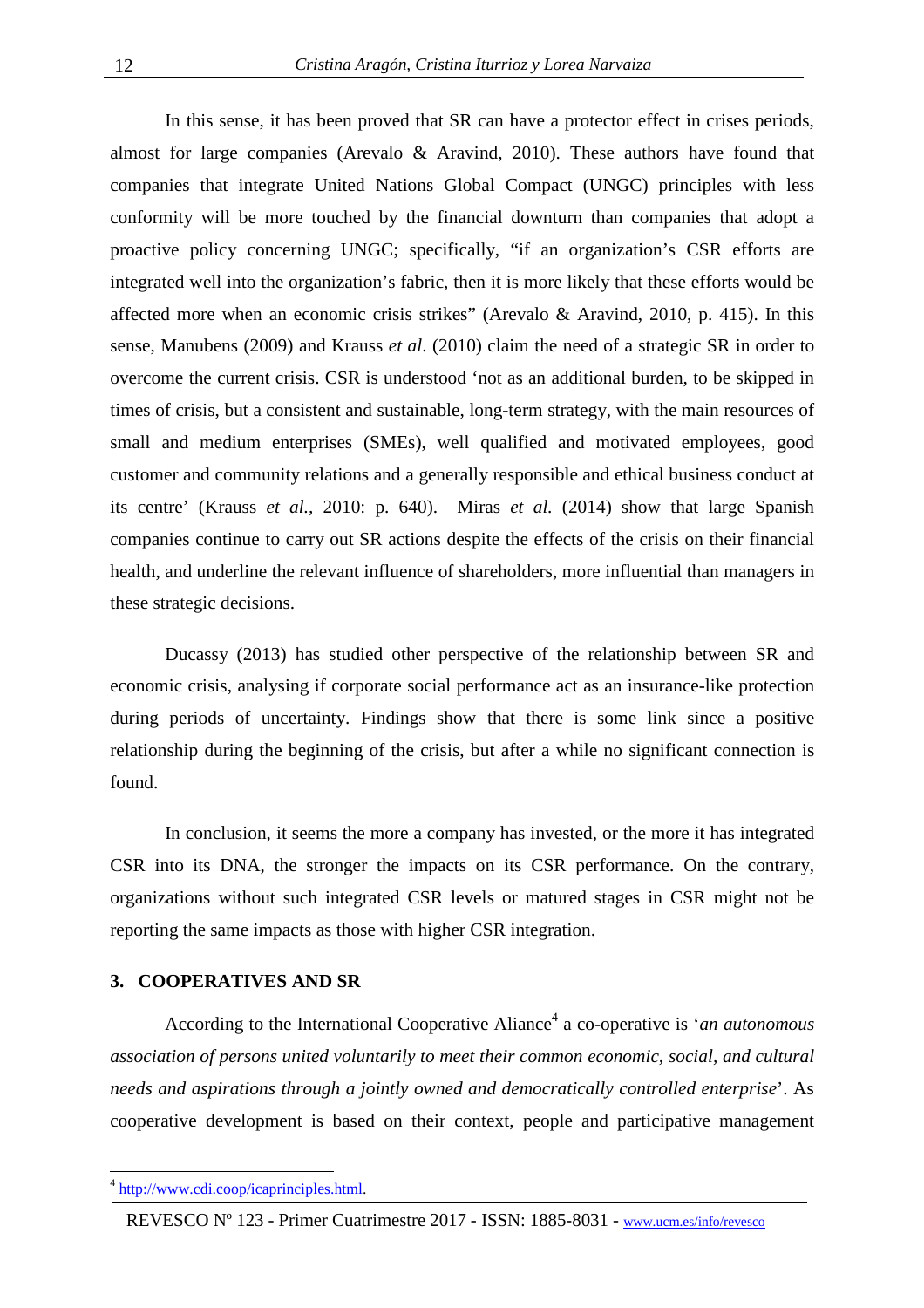In this sense, it has been proved that SR can have a protector effect in crises periods, almost for large companies (Arevalo & Aravind, 2010). These authors have found that companies that integrate United Nations Global Compact (UNGC) principles with less conformity will be more touched by the financial downturn than companies that adopt a proactive policy concerning UNGC; specifically, "if an organization's CSR efforts are integrated well into the organization's fabric, then it is more likely that these efforts would be affected more when an economic crisis strikes" (Arevalo & Aravind, 2010, p. 415). In this sense, Manubens (2009) and Krauss *et al*. (2010) claim the need of a strategic SR in order to overcome the current crisis. CSR is understood 'not as an additional burden, to be skipped in times of crisis, but a consistent and sustainable, long-term strategy, with the main resources of small and medium enterprises (SMEs), well qualified and motivated employees, good customer and community relations and a generally responsible and ethical business conduct at its centre' (Krauss *et al.,* 2010: p. 640). Miras *et al.* (2014) show that large Spanish companies continue to carry out SR actions despite the effects of the crisis on their financial health, and underline the relevant influence of shareholders, more influential than managers in these strategic decisions.

Ducassy (2013) has studied other perspective of the relationship between SR and economic crisis, analysing if corporate social performance act as an insurance-like protection during periods of uncertainty. Findings show that there is some link since a positive relationship during the beginning of the crisis, but after a while no significant connection is found.

In conclusion, it seems the more a company has invested, or the more it has integrated CSR into its DNA, the stronger the impacts on its CSR performance. On the contrary, organizations without such integrated CSR levels or matured stages in CSR might not be reporting the same impacts as those with higher CSR integration.

## 3. COOPERATIVES AND SR

According to the International Cooperative Aliance[4] a co-operative is '*an autonomous association of persons united voluntarily to meet their common economic, social, and cultural needs and aspirations through a jointly owned and democratically controlled enterprise*'. As cooperative development is based on their context, people and participative management

[4] http://www.cdi.coop/icaprinciples.html.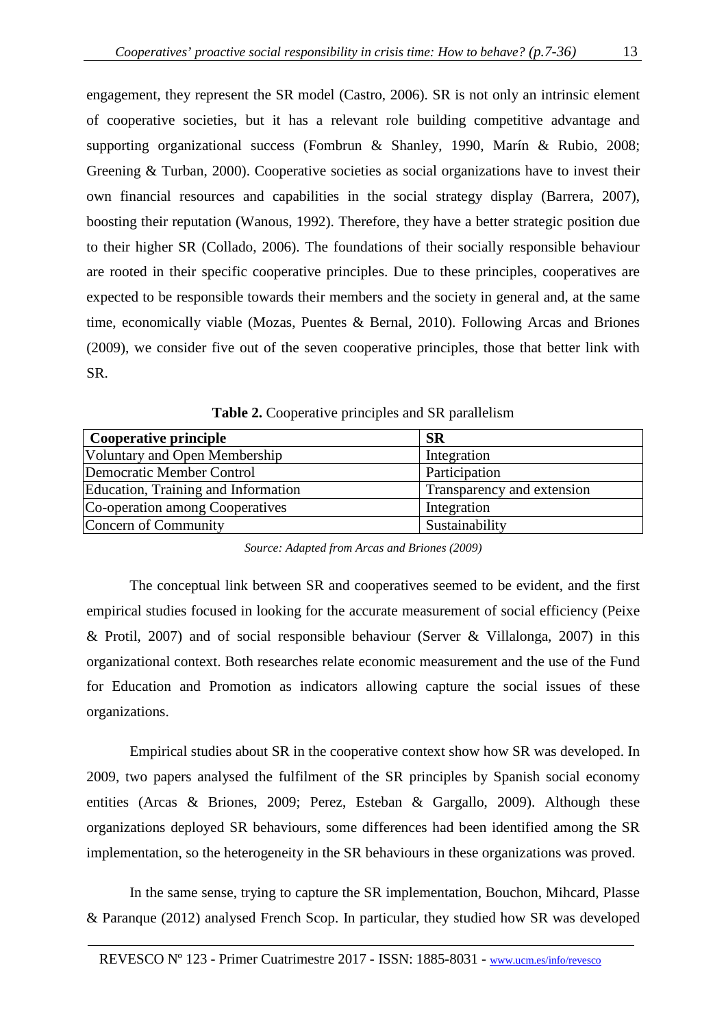engagement, they represent the SR model (Castro, 2006). SR is not only an intrinsic element of cooperative societies, but it has a relevant role building competitive advantage and supporting organizational success (Fombrun & Shanley, 1990, Marín & Rubio, 2008; Greening & Turban, 2000). Cooperative societies as social organizations have to invest their own financial resources and capabilities in the social strategy display (Barrera, 2007), boosting their reputation (Wanous, 1992). Therefore, they have a better strategic position due to their higher SR (Collado, 2006). The foundations of their socially responsible behaviour are rooted in their specific cooperative principles. Due to these principles, cooperatives are expected to be responsible towards their members and the society in general and, at the same time, economically viable (Mozas, Puentes & Bernal, 2010). Following Arcas and Briones (2009), we consider five out of the seven cooperative principles, those that better link with SR.

**Table 2.** Cooperative principles and SR parallelism

| Cooperative principle | SR |
|---|---|
| Voluntary and Open Membership | Integration |
| Democratic Member Control | Participation |
| Education, Training and Information | Transparency and extension |
| Co-operation among Cooperatives | Integration |
| Concern of Community | Sustainability |

*Source: Adapted from Arcas and Briones (2009)*

The conceptual link between SR and cooperatives seemed to be evident, and the first empirical studies focused in looking for the accurate measurement of social efficiency (Peixe & Protil, 2007) and of social responsible behaviour (Server & Villalonga, 2007) in this organizational context. Both researches relate economic measurement and the use of the Fund for Education and Promotion as indicators allowing capture the social issues of these organizations.

Empirical studies about SR in the cooperative context show how SR was developed. In 2009, two papers analysed the fulfilment of the SR principles by Spanish social economy entities (Arcas & Briones, 2009; Perez, Esteban & Gargallo, 2009). Although these organizations deployed SR behaviours, some differences had been identified among the SR implementation, so the heterogeneity in the SR behaviours in these organizations was proved.

In the same sense, trying to capture the SR implementation, Bouchon, Mihcard, Plasse & Paranque (2012) analysed French Scop. In particular, they studied how SR was developed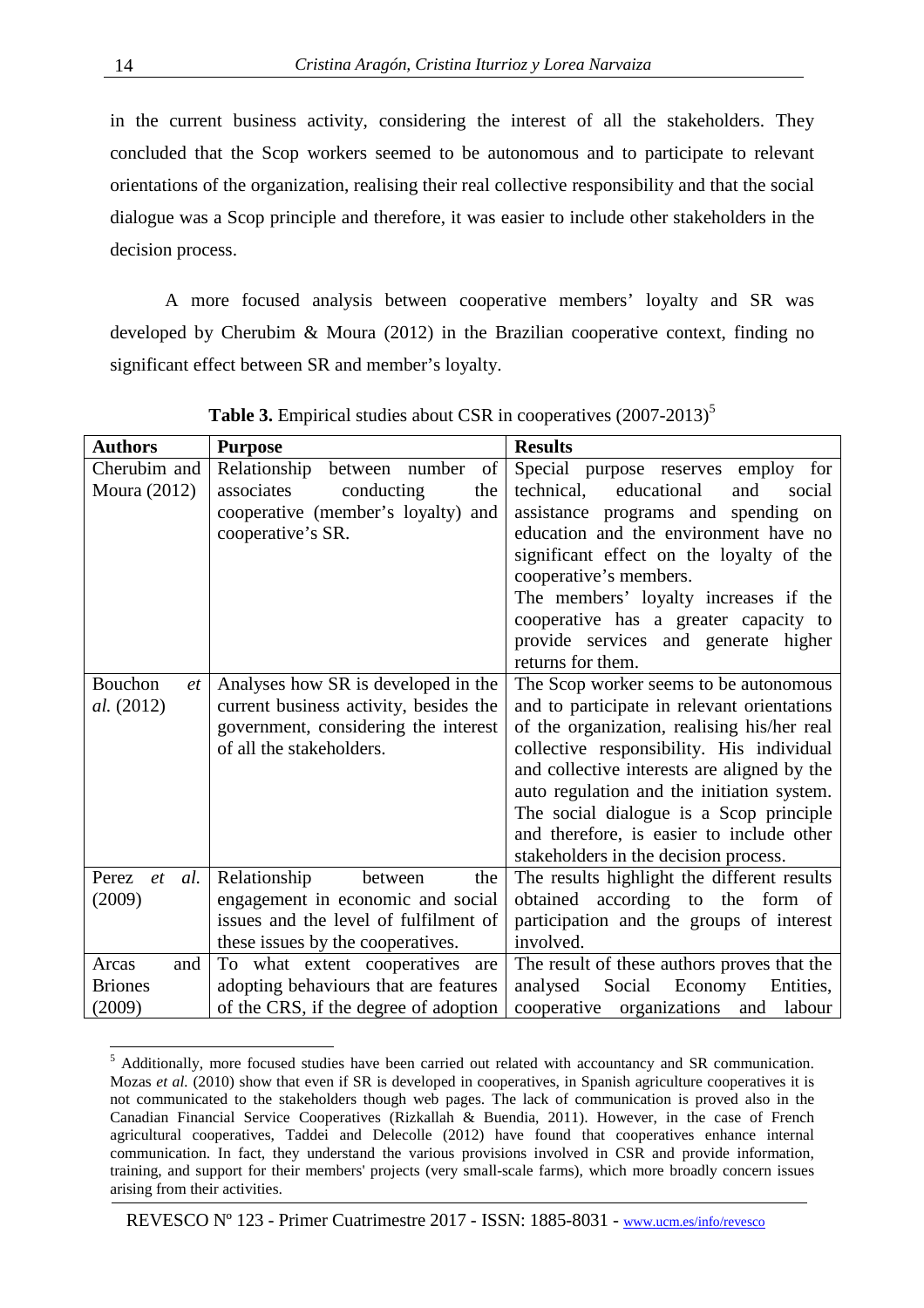in the current business activity, considering the interest of all the stakeholders. They concluded that the Scop workers seemed to be autonomous and to participate to relevant orientations of the organization, realising their real collective responsibility and that the social dialogue was a Scop principle and therefore, it was easier to include other stakeholders in the decision process.

A more focused analysis between cooperative members' loyalty and SR was developed by Cherubim & Moura (2012) in the Brazilian cooperative context, finding no significant effect between SR and member's loyalty.

**Table 3.** Empirical studies about CSR in cooperatives (2007-2013)[5]

| Authors | Purpose | Results |
|---|---|---|
| Cherubim and Moura (2012) | Relationship between number of associates conducting the cooperative (member's loyalty) and cooperative's SR. | Special purpose reserves employ for technical, educational and social assistance programs and spending on education and the environment have no significant effect on the loyalty of the cooperative's members.<br>The members' loyalty increases if the cooperative has a greater capacity to provide services and generate higher returns for them. |
| Bouchon *et al.* (2012) | Analyses how SR is developed in the current business activity, besides the government, considering the interest of all the stakeholders. | The Scop worker seems to be autonomous and to participate in relevant orientations of the organization, realising his/her real collective responsibility. His individual and collective interests are aligned by the auto regulation and the initiation system. The social dialogue is a Scop principle and therefore, is easier to include other stakeholders in the decision process. |
| Perez *et al.* (2009) | Relationship between the engagement in economic and social issues and the level of fulfilment of these issues by the cooperatives. | The results highlight the different results obtained according to the form of participation and the groups of interest involved. |
| Arcas and Briones (2009) | To what extent cooperatives are adopting behaviours that are features of the CRS, if the degree of adoption | The result of these authors proves that the analysed Social Economy Entities, cooperative organizations and labour |

[5] Additionally, more focused studies have been carried out related with accountancy and SR communication. Mozas *et al.* (2010) show that even if SR is developed in cooperatives, in Spanish agriculture cooperatives it is not communicated to the stakeholders though web pages. The lack of communication is proved also in the Canadian Financial Service Cooperatives (Rizkallah & Buendia, 2011). However, in the case of French agricultural cooperatives, Taddei and Delecolle (2012) have found that cooperatives enhance internal communication. In fact, they understand the various provisions involved in CSR and provide information, training, and support for their members' projects (very small-scale farms), which more broadly concern issues arising from their activities.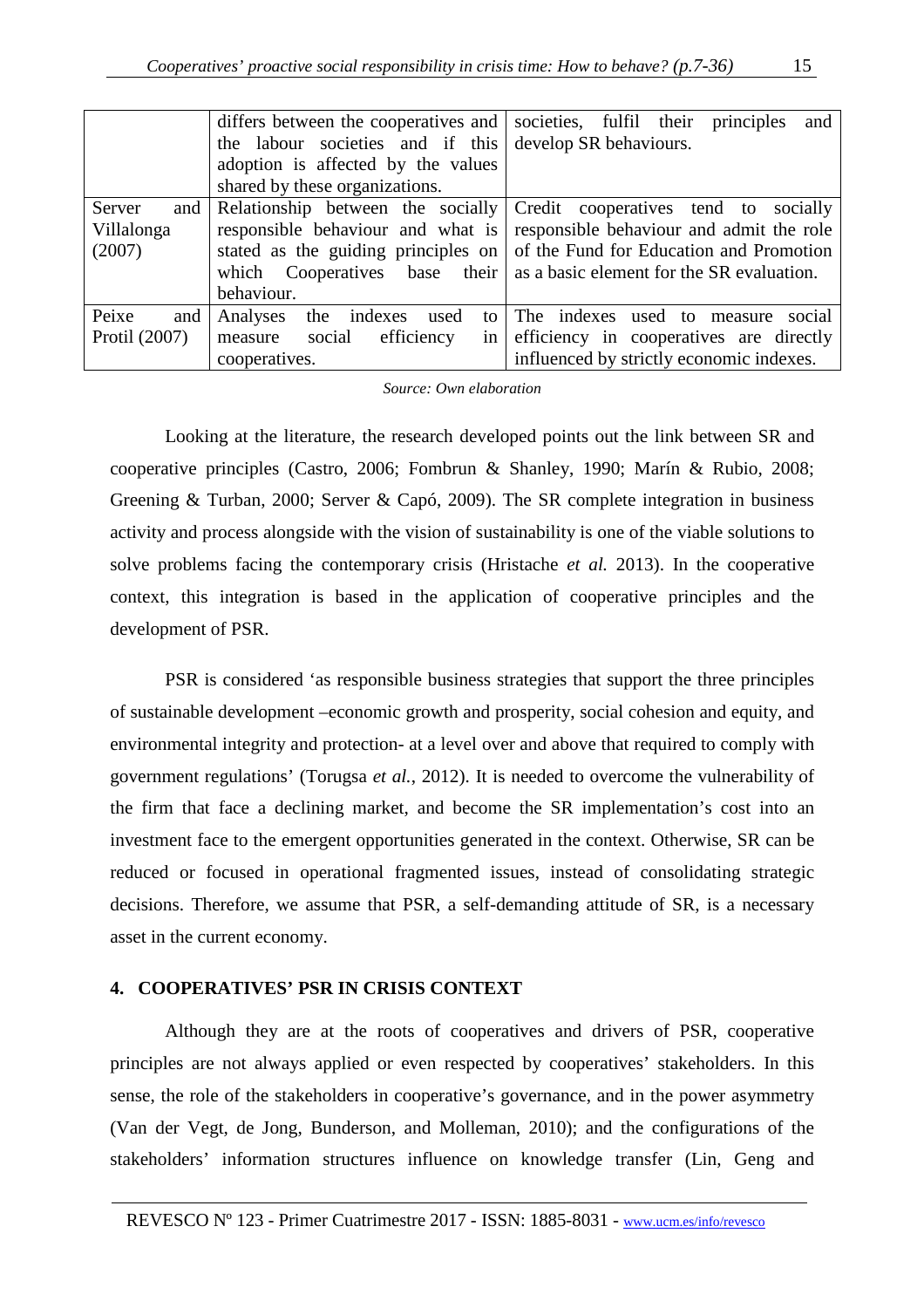| | | |
|---|---|---|
| | differs between the cooperatives and the labour societies and if this adoption is affected by the values shared by these organizations. | societies, fulfil their principles and develop SR behaviours. |
| Server and Villalonga (2007) | Relationship between the socially responsible behaviour and what is stated as the guiding principles on which Cooperatives base their behaviour. | Credit cooperatives tend to socially responsible behaviour and admit the role of the Fund for Education and Promotion as a basic element for the SR evaluation. |
| Peixe and Protil (2007) | Analyses the indexes used to measure social efficiency in cooperatives. | The indexes used to measure social efficiency in cooperatives are directly influenced by strictly economic indexes. |

*Source: Own elaboration*

Looking at the literature, the research developed points out the link between SR and cooperative principles (Castro, 2006; Fombrun & Shanley, 1990; Marín & Rubio, 2008; Greening & Turban, 2000; Server & Capó, 2009). The SR complete integration in business activity and process alongside with the vision of sustainability is one of the viable solutions to solve problems facing the contemporary crisis (Hristache *et al.* 2013). In the cooperative context, this integration is based in the application of cooperative principles and the development of PSR.

PSR is considered 'as responsible business strategies that support the three principles of sustainable development –economic growth and prosperity, social cohesion and equity, and environmental integrity and protection- at a level over and above that required to comply with government regulations' (Torugsa *et al.*, 2012). It is needed to overcome the vulnerability of the firm that face a declining market, and become the SR implementation's cost into an investment face to the emergent opportunities generated in the context. Otherwise, SR can be reduced or focused in operational fragmented issues, instead of consolidating strategic decisions. Therefore, we assume that PSR, a self-demanding attitude of SR, is a necessary asset in the current economy.

## 4. COOPERATIVES' PSR IN CRISIS CONTEXT

Although they are at the roots of cooperatives and drivers of PSR, cooperative principles are not always applied or even respected by cooperatives' stakeholders. In this sense, the role of the stakeholders in cooperative's governance, and in the power asymmetry (Van der Vegt, de Jong, Bunderson, and Molleman, 2010); and the configurations of the stakeholders' information structures influence on knowledge transfer (Lin, Geng and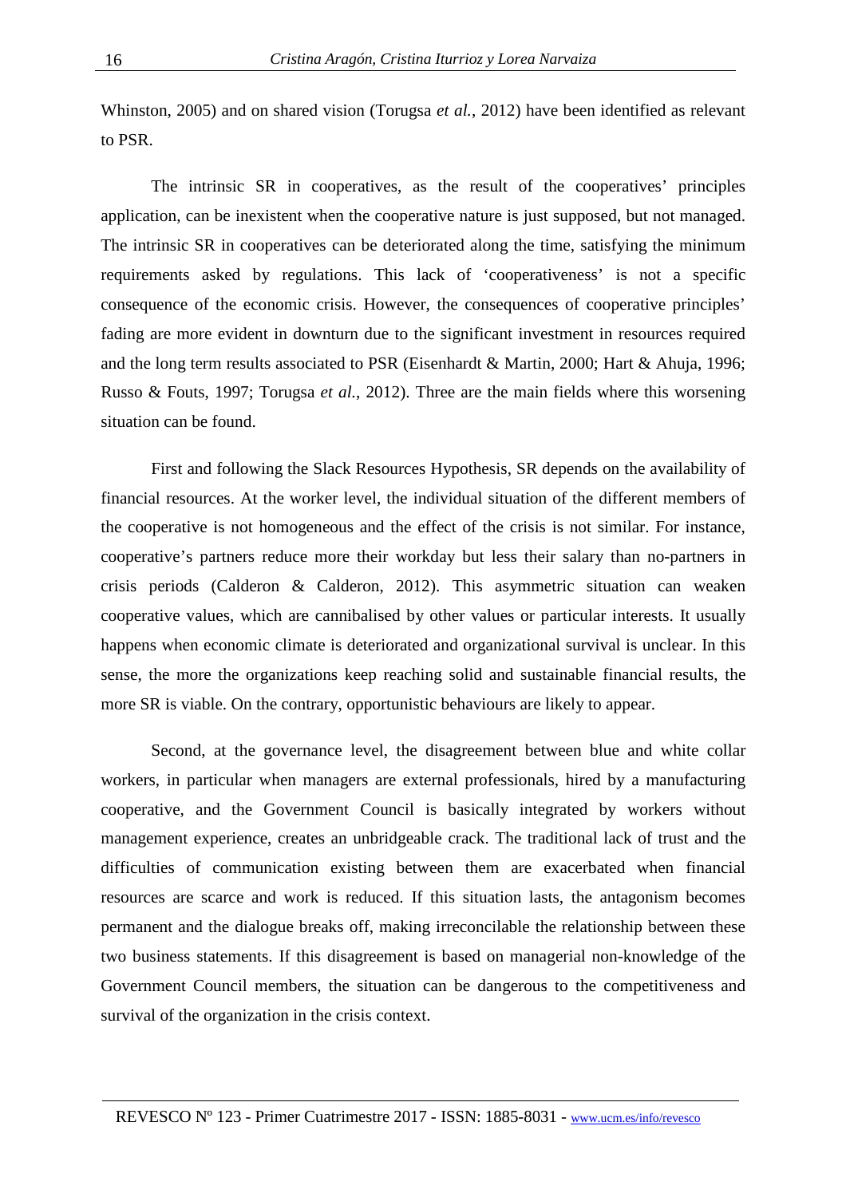Whinston, 2005) and on shared vision (Torugsa *et al.*, 2012) have been identified as relevant to PSR.

The intrinsic SR in cooperatives, as the result of the cooperatives' principles application, can be inexistent when the cooperative nature is just supposed, but not managed. The intrinsic SR in cooperatives can be deteriorated along the time, satisfying the minimum requirements asked by regulations. This lack of 'cooperativeness' is not a specific consequence of the economic crisis. However, the consequences of cooperative principles' fading are more evident in downturn due to the significant investment in resources required and the long term results associated to PSR (Eisenhardt & Martin, 2000; Hart & Ahuja, 1996; Russo & Fouts, 1997; Torugsa *et al.*, 2012). Three are the main fields where this worsening situation can be found.

First and following the Slack Resources Hypothesis, SR depends on the availability of financial resources. At the worker level, the individual situation of the different members of the cooperative is not homogeneous and the effect of the crisis is not similar. For instance, cooperative's partners reduce more their workday but less their salary than no-partners in crisis periods (Calderon & Calderon, 2012). This asymmetric situation can weaken cooperative values, which are cannibalised by other values or particular interests. It usually happens when economic climate is deteriorated and organizational survival is unclear. In this sense, the more the organizations keep reaching solid and sustainable financial results, the more SR is viable. On the contrary, opportunistic behaviours are likely to appear.

Second, at the governance level, the disagreement between blue and white collar workers, in particular when managers are external professionals, hired by a manufacturing cooperative, and the Government Council is basically integrated by workers without management experience, creates an unbridgeable crack. The traditional lack of trust and the difficulties of communication existing between them are exacerbated when financial resources are scarce and work is reduced. If this situation lasts, the antagonism becomes permanent and the dialogue breaks off, making irreconcilable the relationship between these two business statements. If this disagreement is based on managerial non-knowledge of the Government Council members, the situation can be dangerous to the competitiveness and survival of the organization in the crisis context.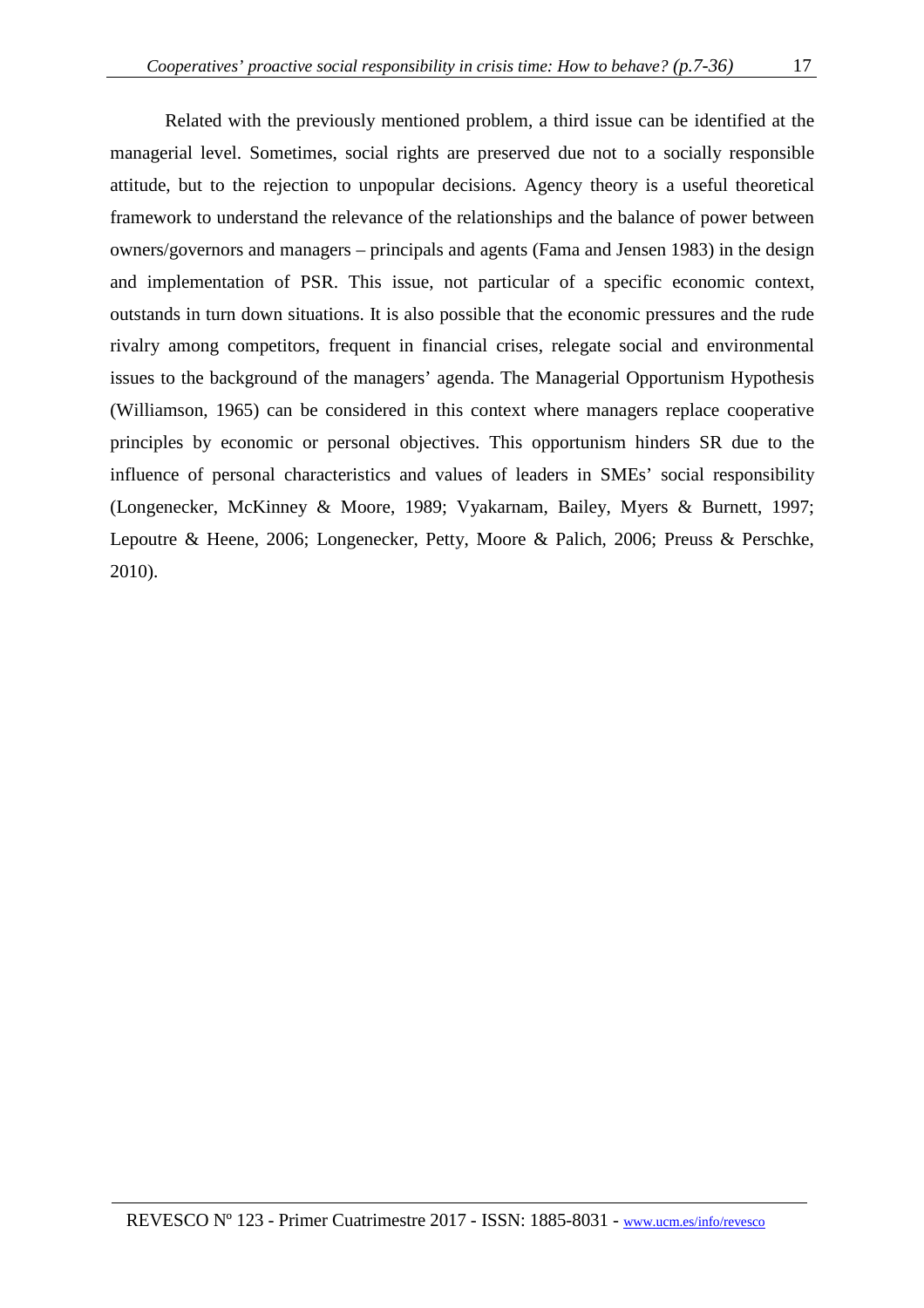Related with the previously mentioned problem, a third issue can be identified at the managerial level. Sometimes, social rights are preserved due not to a socially responsible attitude, but to the rejection to unpopular decisions. Agency theory is a useful theoretical framework to understand the relevance of the relationships and the balance of power between owners/governors and managers – principals and agents (Fama and Jensen 1983) in the design and implementation of PSR. This issue, not particular of a specific economic context, outstands in turn down situations. It is also possible that the economic pressures and the rude rivalry among competitors, frequent in financial crises, relegate social and environmental issues to the background of the managers' agenda. The Managerial Opportunism Hypothesis (Williamson, 1965) can be considered in this context where managers replace cooperative principles by economic or personal objectives. This opportunism hinders SR due to the influence of personal characteristics and values of leaders in SMEs' social responsibility (Longenecker, McKinney & Moore, 1989; Vyakarnam, Bailey, Myers & Burnett, 1997; Lepoutre & Heene, 2006; Longenecker, Petty, Moore & Palich, 2006; Preuss & Perschke, 2010).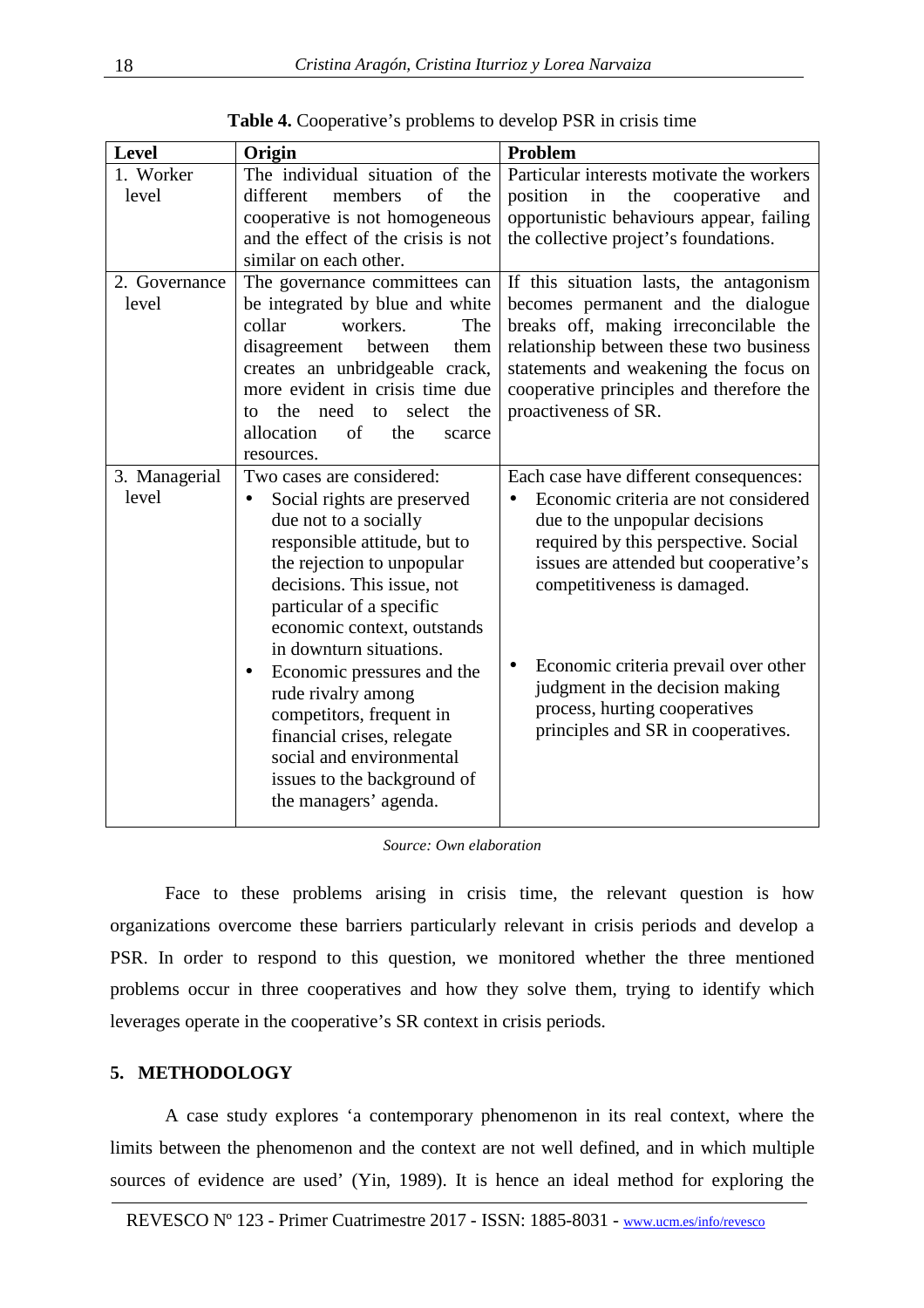**Table 4.** Cooperative's problems to develop PSR in crisis time

| Level | Origin | Problem |
|---|---|---|
| 1. Worker level | The individual situation of the different members of the cooperative is not homogeneous and the effect of the crisis is not similar on each other. | Particular interests motivate the workers position in the cooperative and opportunistic behaviours appear, failing the collective project's foundations. |
| 2. Governance level | The governance committees can be integrated by blue and white collar workers. The disagreement between them creates an unbridgeable crack, more evident in crisis time due to the need to select the allocation of the scarce resources. | If this situation lasts, the antagonism becomes permanent and the dialogue breaks off, making irreconcilable the relationship between these two business statements and weakening the focus on cooperative principles and therefore the proactiveness of SR. |
| 3. Managerial level | Two cases are considered: <br>• Social rights are preserved due not to a socially responsible attitude, but to the rejection to unpopular decisions. This issue, not particular of a specific economic context, outstands in downturn situations. <br>• Economic pressures and the rude rivalry among competitors, frequent in financial crises, relegate social and environmental issues to the background of the managers' agenda. | Each case have different consequences: <br>• Economic criteria are not considered due to the unpopular decisions required by this perspective. Social issues are attended but cooperative's competitiveness is damaged. <br>• Economic criteria prevail over other judgment in the decision making process, hurting cooperatives principles and SR in cooperatives. |

*Source: Own elaboration*

Face to these problems arising in crisis time, the relevant question is how organizations overcome these barriers particularly relevant in crisis periods and develop a PSR. In order to respond to this question, we monitored whether the three mentioned problems occur in three cooperatives and how they solve them, trying to identify which leverages operate in the cooperative's SR context in crisis periods.

## 5. METHODOLOGY

A case study explores 'a contemporary phenomenon in its real context, where the limits between the phenomenon and the context are not well defined, and in which multiple sources of evidence are used' (Yin, 1989). It is hence an ideal method for exploring the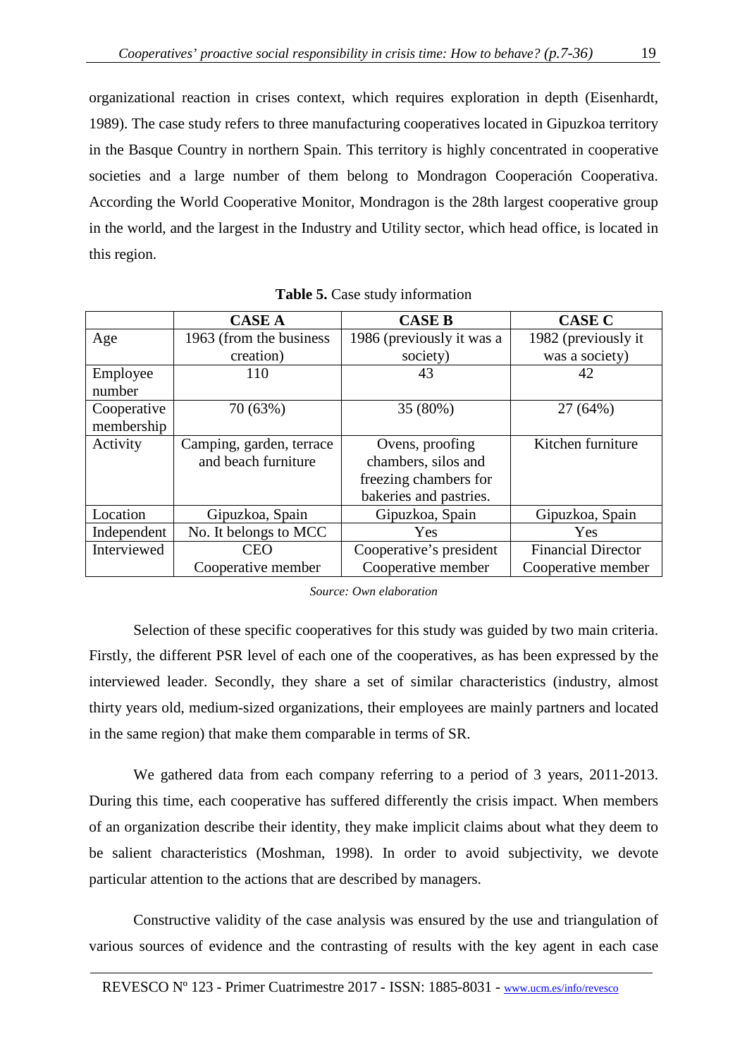organizational reaction in crises context, which requires exploration in depth (Eisenhardt, 1989). The case study refers to three manufacturing cooperatives located in Gipuzkoa territory in the Basque Country in northern Spain. This territory is highly concentrated in cooperative societies and a large number of them belong to Mondragon Cooperación Cooperativa. According the World Cooperative Monitor, Mondragon is the 28th largest cooperative group in the world, and the largest in the Industry and Utility sector, which head office, is located in this region.

**Table 5.** Case study information

| | CASE A | CASE B | CASE C |
|---|---|---|---|
| Age | 1963 (from the business creation) | 1986 (previously it was a society) | 1982 (previously it was a society) |
| Employee number | 110 | 43 | 42 |
| Cooperative membership | 70 (63%) | 35 (80%) | 27 (64%) |
| Activity | Camping, garden, terrace and beach furniture | Ovens, proofing chambers, silos and freezing chambers for bakeries and pastries. | Kitchen furniture |
| Location | Gipuzkoa, Spain | Gipuzkoa, Spain | Gipuzkoa, Spain |
| Independent | No. It belongs to MCC | Yes | Yes |
| Interviewed | CEO Cooperative member | Cooperative's president Cooperative member | Financial Director Cooperative member |

*Source: Own elaboration*

Selection of these specific cooperatives for this study was guided by two main criteria. Firstly, the different PSR level of each one of the cooperatives, as has been expressed by the interviewed leader. Secondly, they share a set of similar characteristics (industry, almost thirty years old, medium-sized organizations, their employees are mainly partners and located in the same region) that make them comparable in terms of SR.

We gathered data from each company referring to a period of 3 years, 2011-2013. During this time, each cooperative has suffered differently the crisis impact. When members of an organization describe their identity, they make implicit claims about what they deem to be salient characteristics (Moshman, 1998). In order to avoid subjectivity, we devote particular attention to the actions that are described by managers.

Constructive validity of the case analysis was ensured by the use and triangulation of various sources of evidence and the contrasting of results with the key agent in each case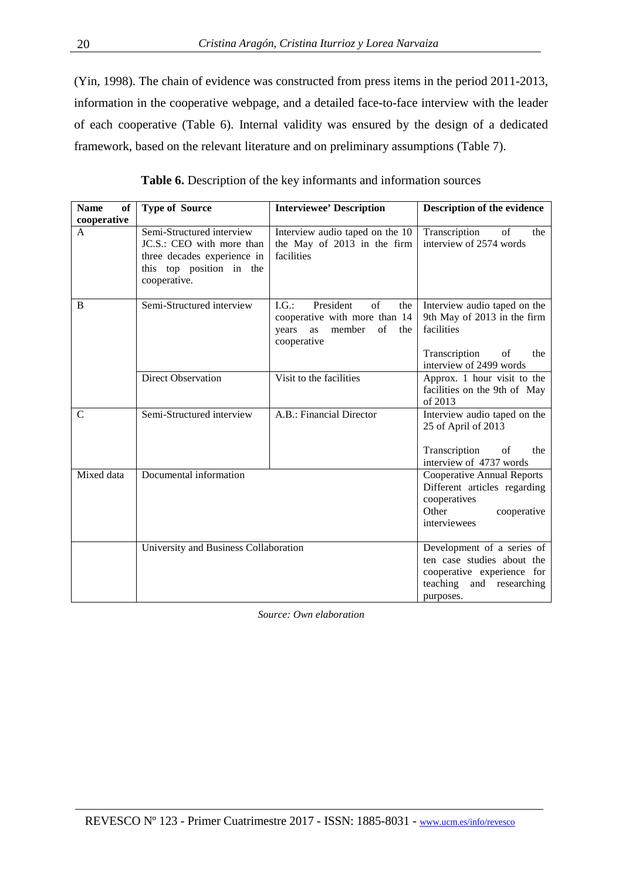(Yin, 1998). The chain of evidence was constructed from press items in the period 2011-2013, information in the cooperative webpage, and a detailed face-to-face interview with the leader of each cooperative (Table 6). Internal validity was ensured by the design of a dedicated framework, based on the relevant literature and on preliminary assumptions (Table 7).

**Table 6.** Description of the key informants and information sources

| Name of cooperative | Type of Source | Interviewee' Description | Description of the evidence |
|---|---|---|---|
| A | Semi-Structured interview JC.S.: CEO with more than three decades experience in this top position in the cooperative. | Interview audio taped on the 10 the May of 2013 in the firm facilities | Transcription of the interview of 2574 words |
| B | Semi-Structured interview | I.G.: President of the cooperative with more than 14 years as member of the cooperative | Interview audio taped on the 9th May of 2013 in the firm facilities<br>Transcription of the interview of 2499 words |
| | Direct Observation | Visit to the facilities | Approx. 1 hour visit to the facilities on the 9th of May of 2013 |
| C | Semi-Structured interview | A.B.: Financial Director | Interview audio taped on the 25 of April of 2013<br>Transcription of the interview of 4737 words |
| Mixed data | Documental information | | Cooperative Annual Reports<br>Different articles regarding cooperatives<br>Other cooperative interviewees |
| | University and Business Collaboration | | Development of a series of ten case studies about the cooperative experience for teaching and researching purposes. |

*Source: Own elaboration*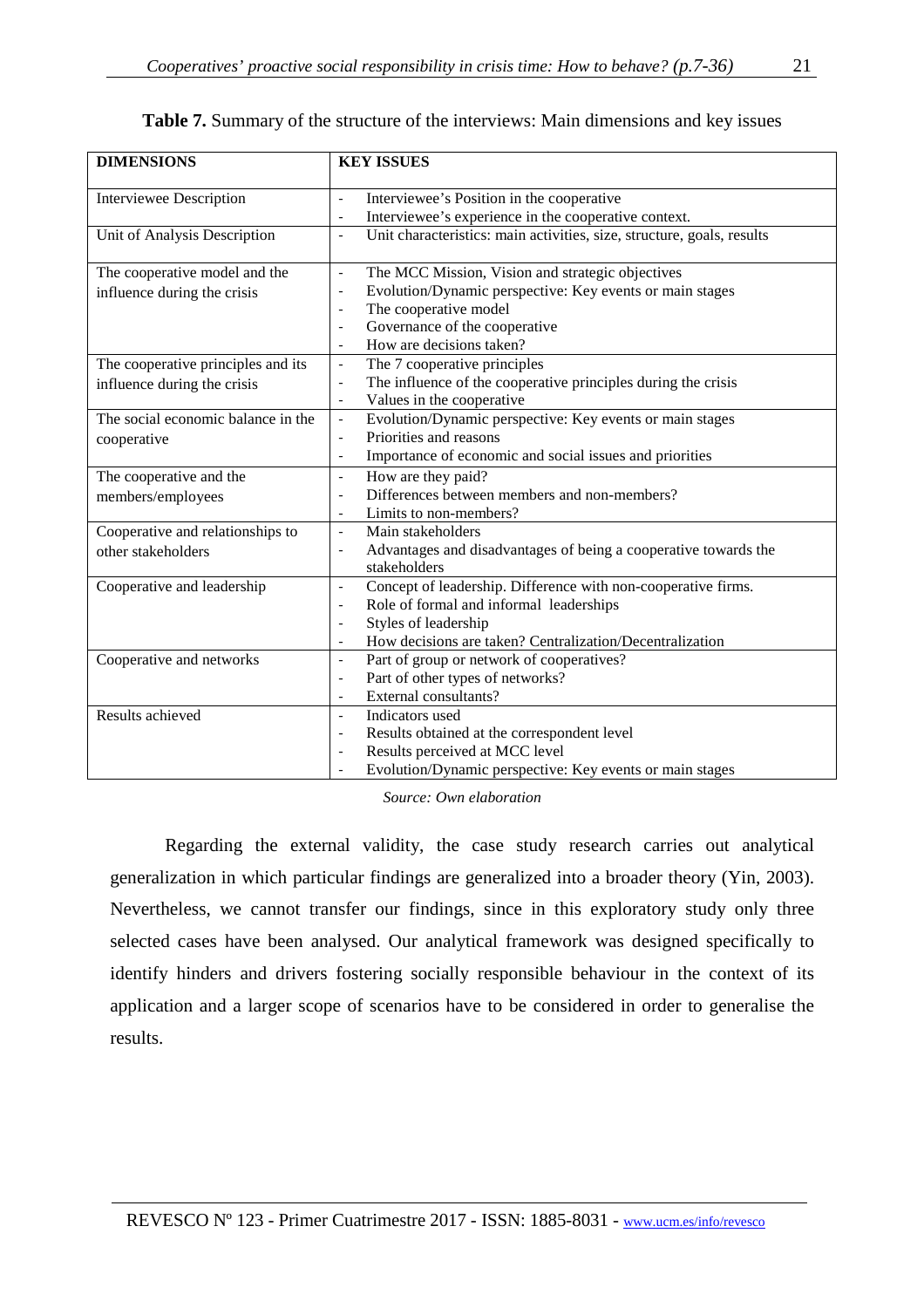**Table 7.** Summary of the structure of the interviews: Main dimensions and key issues

| DIMENSIONS | KEY ISSUES |
|---|---|
| Interviewee Description | - Interviewee's Position in the cooperative<br>- Interviewee's experience in the cooperative context. |
| Unit of Analysis Description | - Unit characteristics: main activities, size, structure, goals, results |
| The cooperative model and the influence during the crisis | - The MCC Mission, Vision and strategic objectives<br>- Evolution/Dynamic perspective: Key events or main stages<br>- The cooperative model<br>- Governance of the cooperative<br>- How are decisions taken? |
| The cooperative principles and its influence during the crisis | - The 7 cooperative principles<br>- The influence of the cooperative principles during the crisis<br>- Values in the cooperative |
| The social economic balance in the cooperative | - Evolution/Dynamic perspective: Key events or main stages<br>- Priorities and reasons<br>- Importance of economic and social issues and priorities |
| The cooperative and the members/employees | - How are they paid?<br>- Differences between members and non-members?<br>- Limits to non-members? |
| Cooperative and relationships to other stakeholders | - Main stakeholders<br>- Advantages and disadvantages of being a cooperative towards the stakeholders |
| Cooperative and leadership | - Concept of leadership. Difference with non-cooperative firms.<br>- Role of formal and informal leaderships<br>- Styles of leadership<br>- How decisions are taken? Centralization/Decentralization |
| Cooperative and networks | - Part of group or network of cooperatives?<br>- Part of other types of networks?<br>- External consultants? |
| Results achieved | - Indicators used<br>- Results obtained at the correspondent level<br>- Results perceived at MCC level<br>- Evolution/Dynamic perspective: Key events or main stages |

*Source: Own elaboration*

Regarding the external validity, the case study research carries out analytical generalization in which particular findings are generalized into a broader theory (Yin, 2003). Nevertheless, we cannot transfer our findings, since in this exploratory study only three selected cases have been analysed. Our analytical framework was designed specifically to identify hinders and drivers fostering socially responsible behaviour in the context of its application and a larger scope of scenarios have to be considered in order to generalise the results.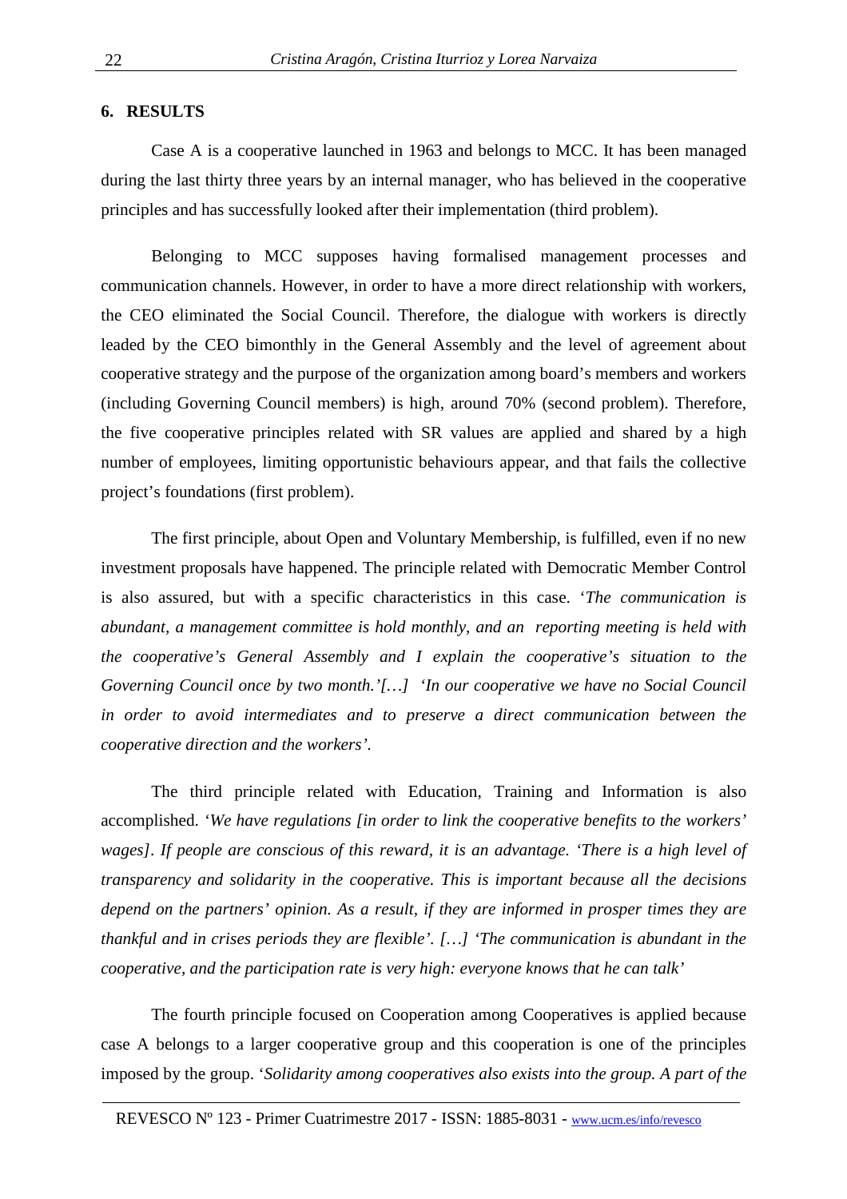## 6. RESULTS

Case A is a cooperative launched in 1963 and belongs to MCC. It has been managed during the last thirty three years by an internal manager, who has believed in the cooperative principles and has successfully looked after their implementation (third problem).

Belonging to MCC supposes having formalised management processes and communication channels. However, in order to have a more direct relationship with workers, the CEO eliminated the Social Council. Therefore, the dialogue with workers is directly leaded by the CEO bimonthly in the General Assembly and the level of agreement about cooperative strategy and the purpose of the organization among board's members and workers (including Governing Council members) is high, around 70% (second problem). Therefore, the five cooperative principles related with SR values are applied and shared by a high number of employees, limiting opportunistic behaviours appear, and that fails the collective project's foundations (first problem).

The first principle, about Open and Voluntary Membership, is fulfilled, even if no new investment proposals have happened. The principle related with Democratic Member Control is also assured, but with a specific characteristics in this case. '*The communication is abundant, a management committee is hold monthly, and an reporting meeting is held with the cooperative's General Assembly and I explain the cooperative's situation to the Governing Council once by two month.'[…] 'In our cooperative we have no Social Council in order to avoid intermediates and to preserve a direct communication between the cooperative direction and the workers'.*

The third principle related with Education, Training and Information is also accomplished. '*We have regulations [in order to link the cooperative benefits to the workers' wages]. If people are conscious of this reward, it is an advantage. 'There is a high level of transparency and solidarity in the cooperative. This is important because all the decisions depend on the partners' opinion. As a result, if they are informed in prosper times they are thankful and in crises periods they are flexible'. […] 'The communication is abundant in the cooperative, and the participation rate is very high: everyone knows that he can talk'*

The fourth principle focused on Cooperation among Cooperatives is applied because case A belongs to a larger cooperative group and this cooperation is one of the principles imposed by the group. '*Solidarity among cooperatives also exists into the group. A part of the*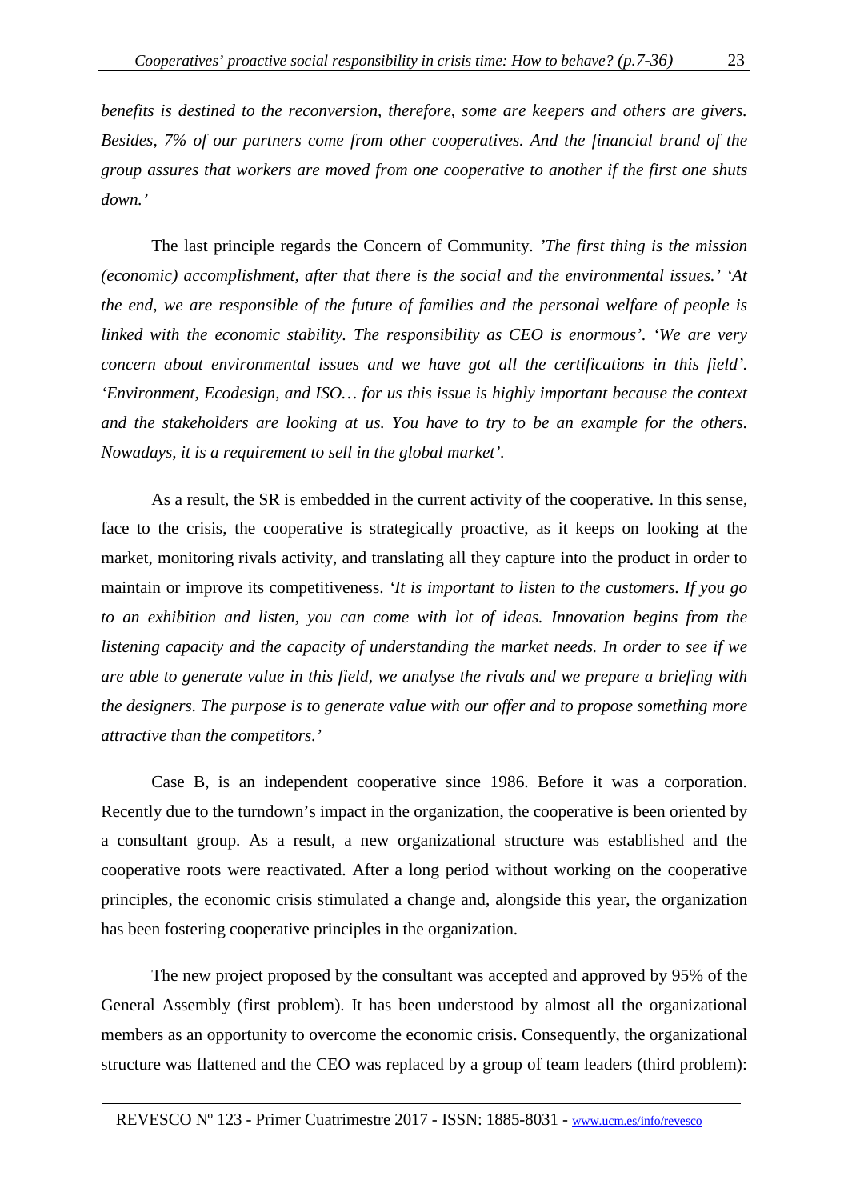*benefits is destined to the reconversion, therefore, some are keepers and others are givers. Besides, 7% of our partners come from other cooperatives. And the financial brand of the group assures that workers are moved from one cooperative to another if the first one shuts down.'*

The last principle regards the Concern of Community. *'The first thing is the mission (economic) accomplishment, after that there is the social and the environmental issues.' 'At the end, we are responsible of the future of families and the personal welfare of people is linked with the economic stability. The responsibility as CEO is enormous'. 'We are very concern about environmental issues and we have got all the certifications in this field'. 'Environment, Ecodesign, and ISO… for us this issue is highly important because the context and the stakeholders are looking at us. You have to try to be an example for the others. Nowadays, it is a requirement to sell in the global market'.*

As a result, the SR is embedded in the current activity of the cooperative. In this sense, face to the crisis, the cooperative is strategically proactive, as it keeps on looking at the market, monitoring rivals activity, and translating all they capture into the product in order to maintain or improve its competitiveness. *'It is important to listen to the customers. If you go to an exhibition and listen, you can come with lot of ideas. Innovation begins from the listening capacity and the capacity of understanding the market needs. In order to see if we are able to generate value in this field, we analyse the rivals and we prepare a briefing with the designers. The purpose is to generate value with our offer and to propose something more attractive than the competitors.'*

Case B, is an independent cooperative since 1986. Before it was a corporation. Recently due to the turndown's impact in the organization, the cooperative is been oriented by a consultant group. As a result, a new organizational structure was established and the cooperative roots were reactivated. After a long period without working on the cooperative principles, the economic crisis stimulated a change and, alongside this year, the organization has been fostering cooperative principles in the organization.

The new project proposed by the consultant was accepted and approved by 95% of the General Assembly (first problem). It has been understood by almost all the organizational members as an opportunity to overcome the economic crisis. Consequently, the organizational structure was flattened and the CEO was replaced by a group of team leaders (third problem):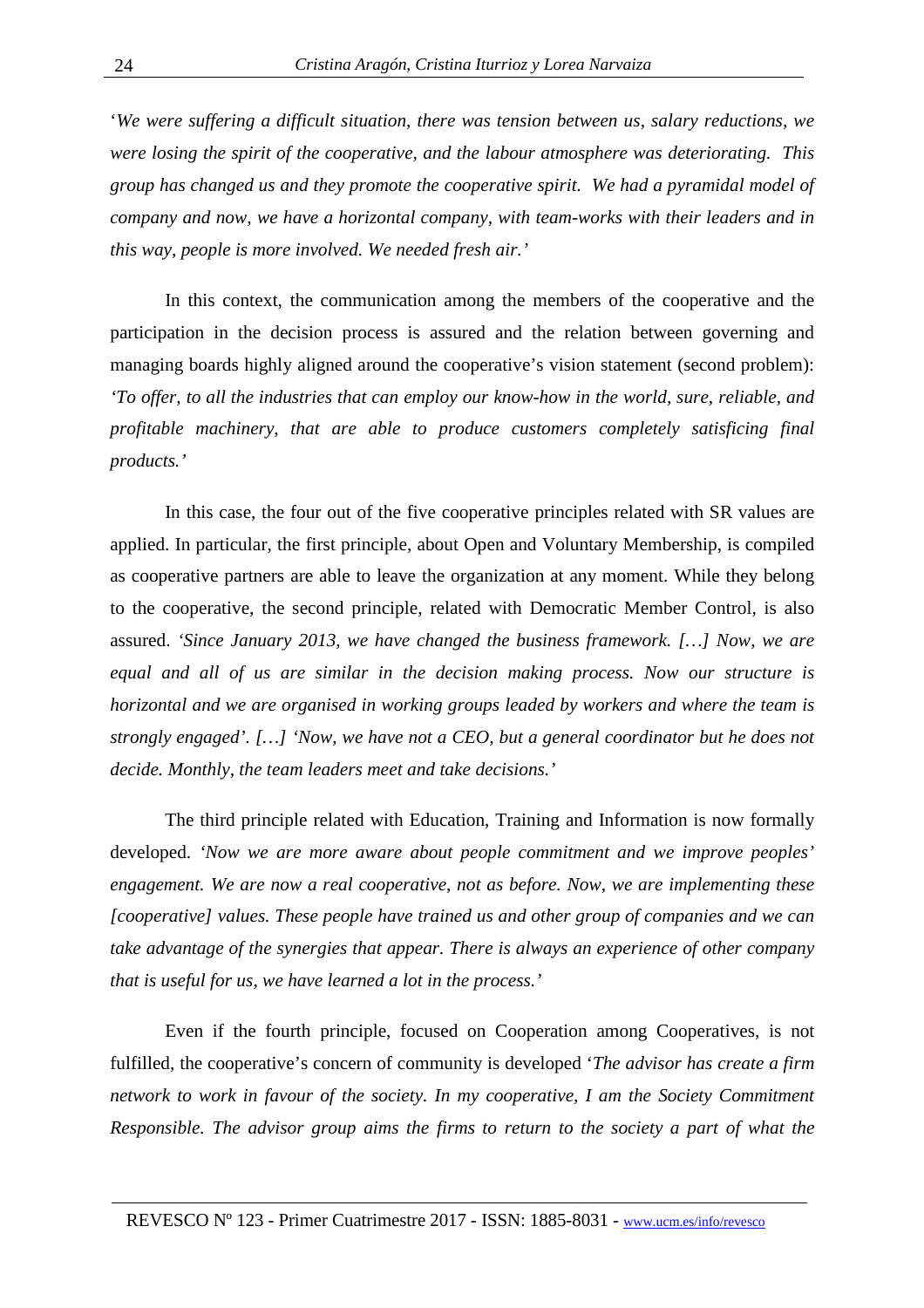'*We were suffering a difficult situation, there was tension between us, salary reductions, we were losing the spirit of the cooperative, and the labour atmosphere was deteriorating. This group has changed us and they promote the cooperative spirit. We had a pyramidal model of company and now, we have a horizontal company, with team-works with their leaders and in this way, people is more involved. We needed fresh air.*'

In this context, the communication among the members of the cooperative and the participation in the decision process is assured and the relation between governing and managing boards highly aligned around the cooperative's vision statement (second problem): *'To offer, to all the industries that can employ our know-how in the world, sure, reliable, and profitable machinery, that are able to produce customers completely satisficing final products.'*

In this case, the four out of the five cooperative principles related with SR values are applied. In particular, the first principle, about Open and Voluntary Membership, is compiled as cooperative partners are able to leave the organization at any moment. While they belong to the cooperative, the second principle, related with Democratic Member Control, is also assured. *'Since January 2013, we have changed the business framework. […] Now, we are equal and all of us are similar in the decision making process. Now our structure is horizontal and we are organised in working groups leaded by workers and where the team is strongly engaged'. […] 'Now, we have not a CEO, but a general coordinator but he does not decide. Monthly, the team leaders meet and take decisions.'*

The third principle related with Education, Training and Information is now formally developed. *'Now we are more aware about people commitment and we improve peoples' engagement. We are now a real cooperative, not as before. Now, we are implementing these [cooperative] values. These people have trained us and other group of companies and we can take advantage of the synergies that appear. There is always an experience of other company that is useful for us, we have learned a lot in the process.'*

Even if the fourth principle, focused on Cooperation among Cooperatives, is not fulfilled, the cooperative's concern of community is developed '*The advisor has create a firm network to work in favour of the society. In my cooperative, I am the Society Commitment Responsible. The advisor group aims the firms to return to the society a part of what the*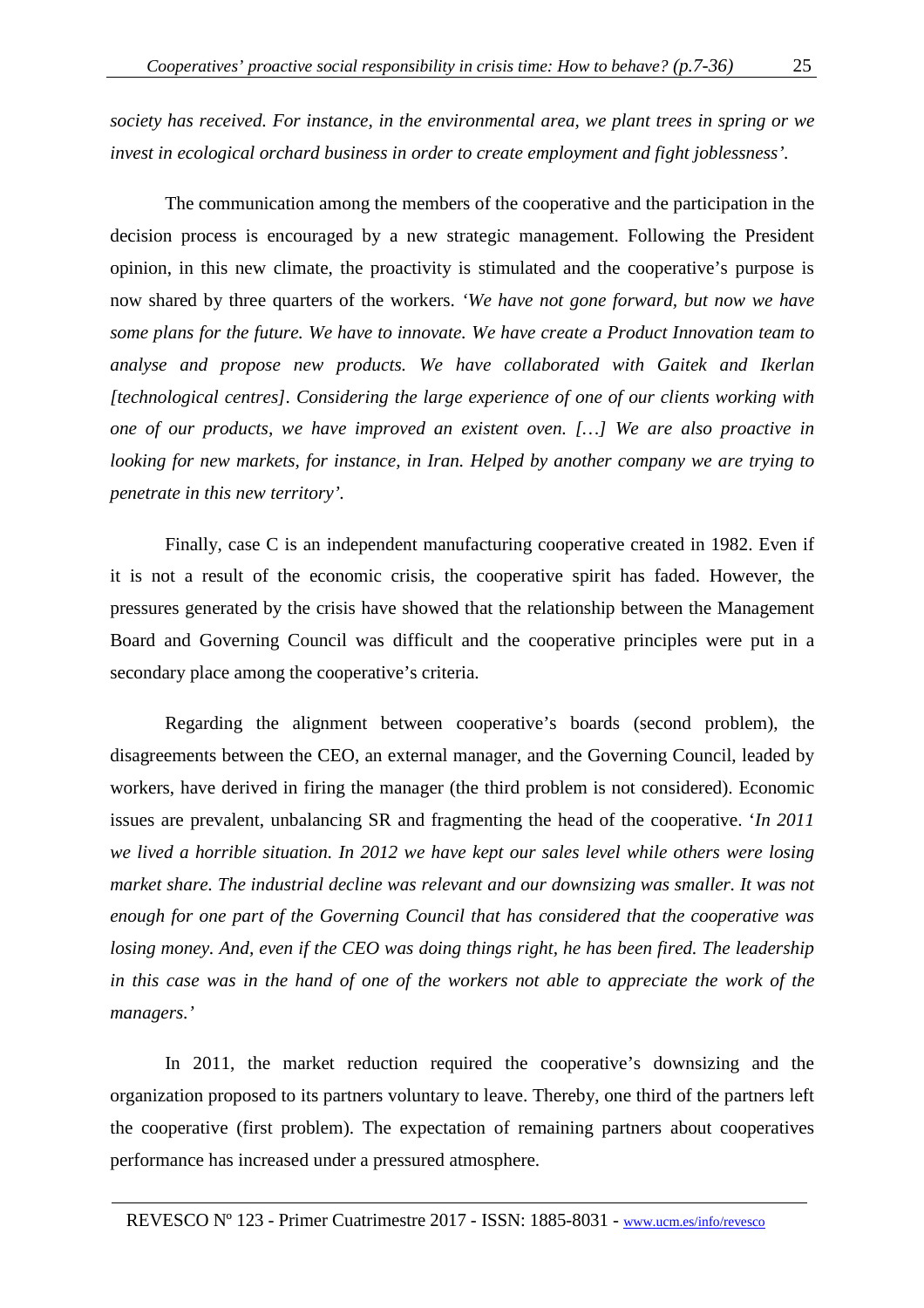*society has received. For instance, in the environmental area, we plant trees in spring or we invest in ecological orchard business in order to create employment and fight joblessness'.*

The communication among the members of the cooperative and the participation in the decision process is encouraged by a new strategic management. Following the President opinion, in this new climate, the proactivity is stimulated and the cooperative's purpose is now shared by three quarters of the workers. *'We have not gone forward, but now we have some plans for the future. We have to innovate. We have create a Product Innovation team to analyse and propose new products. We have collaborated with Gaitek and Ikerlan [technological centres]. Considering the large experience of one of our clients working with one of our products, we have improved an existent oven. […] We are also proactive in looking for new markets, for instance, in Iran. Helped by another company we are trying to penetrate in this new territory'.*

Finally, case C is an independent manufacturing cooperative created in 1982. Even if it is not a result of the economic crisis, the cooperative spirit has faded. However, the pressures generated by the crisis have showed that the relationship between the Management Board and Governing Council was difficult and the cooperative principles were put in a secondary place among the cooperative's criteria.

Regarding the alignment between cooperative's boards (second problem), the disagreements between the CEO, an external manager, and the Governing Council, leaded by workers, have derived in firing the manager (the third problem is not considered). Economic issues are prevalent, unbalancing SR and fragmenting the head of the cooperative. '*In 2011 we lived a horrible situation. In 2012 we have kept our sales level while others were losing market share. The industrial decline was relevant and our downsizing was smaller. It was not enough for one part of the Governing Council that has considered that the cooperative was losing money. And, even if the CEO was doing things right, he has been fired. The leadership in this case was in the hand of one of the workers not able to appreciate the work of the managers.'*

In 2011, the market reduction required the cooperative's downsizing and the organization proposed to its partners voluntary to leave. Thereby, one third of the partners left the cooperative (first problem). The expectation of remaining partners about cooperatives performance has increased under a pressured atmosphere.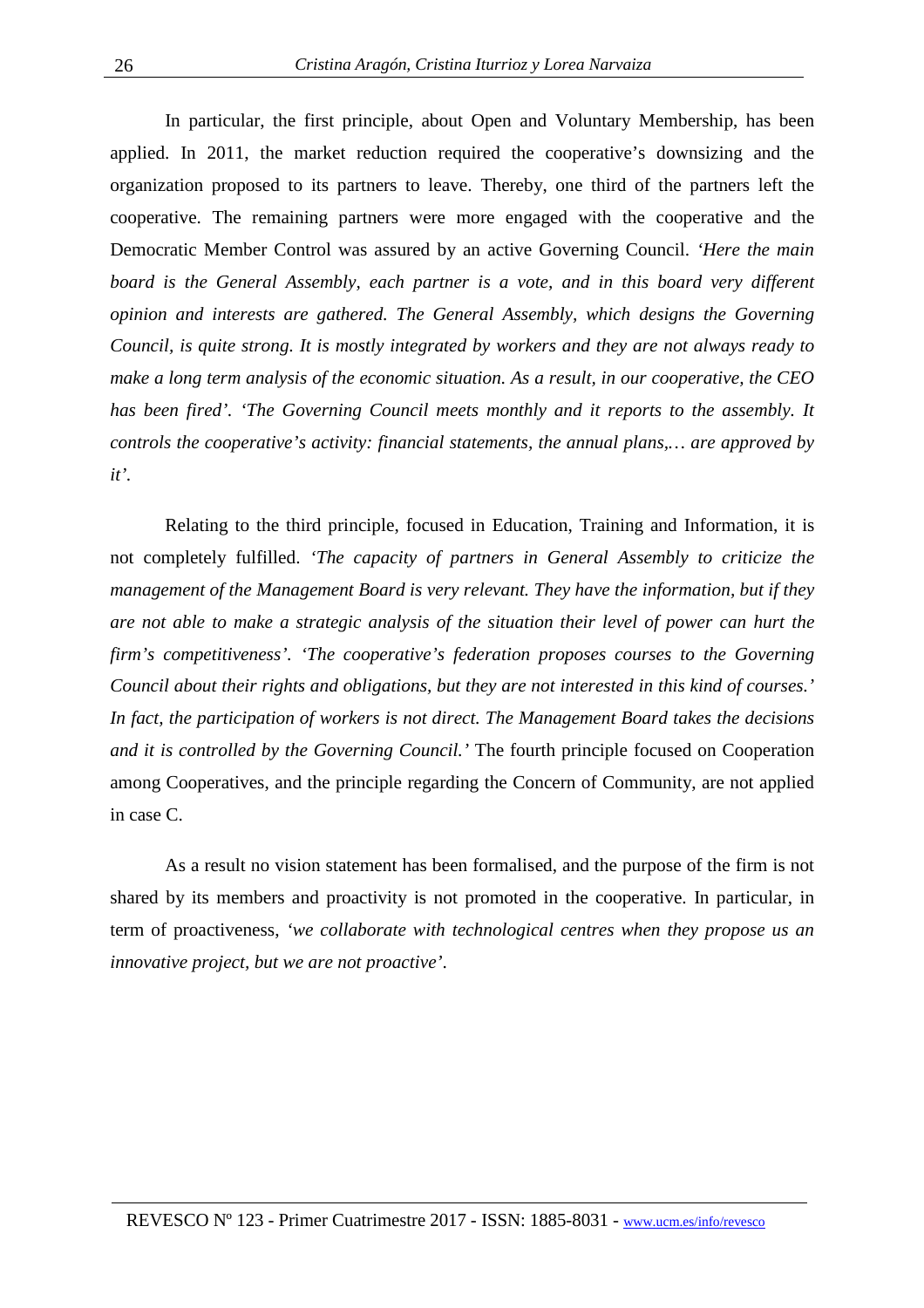In particular, the first principle, about Open and Voluntary Membership, has been applied. In 2011, the market reduction required the cooperative's downsizing and the organization proposed to its partners to leave. Thereby, one third of the partners left the cooperative. The remaining partners were more engaged with the cooperative and the Democratic Member Control was assured by an active Governing Council. *'Here the main board is the General Assembly, each partner is a vote, and in this board very different opinion and interests are gathered. The General Assembly, which designs the Governing Council, is quite strong. It is mostly integrated by workers and they are not always ready to make a long term analysis of the economic situation. As a result, in our cooperative, the CEO has been fired'. 'The Governing Council meets monthly and it reports to the assembly. It controls the cooperative's activity: financial statements, the annual plans,… are approved by it'.*

Relating to the third principle, focused in Education, Training and Information, it is not completely fulfilled. *'The capacity of partners in General Assembly to criticize the management of the Management Board is very relevant. They have the information, but if they are not able to make a strategic analysis of the situation their level of power can hurt the firm's competitiveness'. 'The cooperative's federation proposes courses to the Governing Council about their rights and obligations, but they are not interested in this kind of courses.' In fact, the participation of workers is not direct. The Management Board takes the decisions and it is controlled by the Governing Council.'* The fourth principle focused on Cooperation among Cooperatives, and the principle regarding the Concern of Community, are not applied in case C.

As a result no vision statement has been formalised, and the purpose of the firm is not shared by its members and proactivity is not promoted in the cooperative. In particular, in term of proactiveness, *'we collaborate with technological centres when they propose us an innovative project, but we are not proactive'.*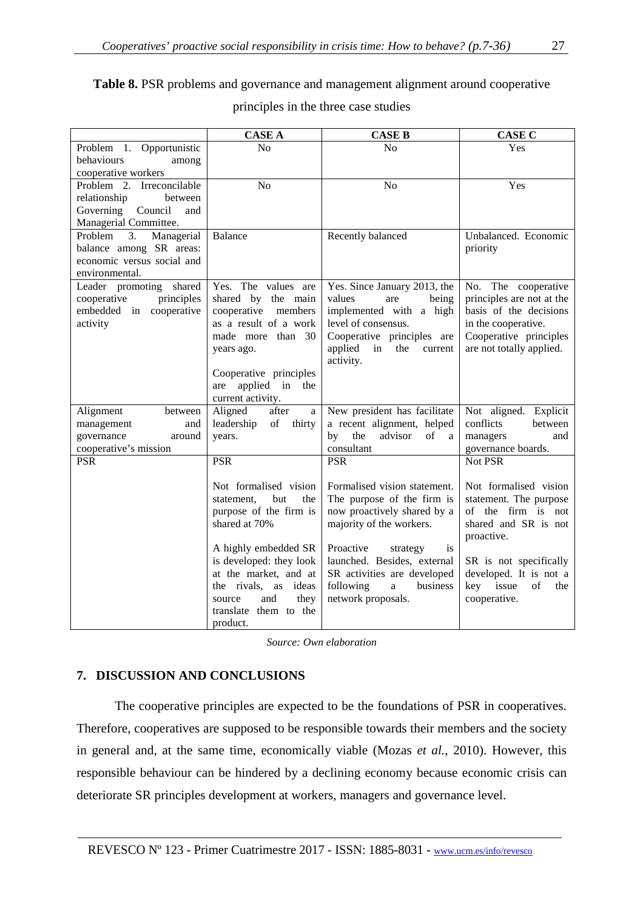**Table 8.** PSR problems and governance and management alignment around cooperative principles in the three case studies

| | CASE A | CASE B | CASE C |
|---|---|---|---|
| Problem 1. Opportunistic behaviours among cooperative workers | No | No | Yes |
| Problem 2. Irreconcilable relationship between Governing Council and Managerial Committee. | No | No | Yes |
| Problem 3. Managerial balance among SR areas: economic versus social and environmental. | Balance | Recently balanced | Unbalanced. Economic priority |
| Leader promoting shared cooperative principles embedded in cooperative activity | Yes. The values are shared by the main cooperative members as a result of a work made more than 30 years ago.<br><br>Cooperative principles are applied in the current activity. | Yes. Since January 2013, the values are being implemented with a high level of consensus.<br>Cooperative principles are applied in the current activity. | No. The cooperative principles are not at the basis of the decisions in the cooperative.<br>Cooperative principles are not totally applied. |
| Alignment between management and governance around cooperative's mission | Aligned after a leadership of thirty years. | New president has facilitate a recent alignment, helped by the advisor of a consultant | Not aligned. Explicit conflicts between managers and governance boards. |
| PSR | PSR<br><br>Not formalised vision statement, but the purpose of the firm is shared at 70%<br><br>A highly embedded SR is developed: they look at the market, and at the rivals, as ideas source and they translate them to the product. | PSR<br><br>Formalised vision statement. The purpose of the firm is now proactively shared by a majority of the workers.<br><br>Proactive strategy is launched. Besides, external SR activities are developed following a business network proposals. | Not PSR<br><br>Not formalised vision statement. The purpose of the firm is not shared and SR is not proactive.<br><br>SR is not specifically developed. It is not a key issue of the cooperative. |

*Source: Own elaboration*

## 7. DISCUSSION AND CONCLUSIONS

The cooperative principles are expected to be the foundations of PSR in cooperatives. Therefore, cooperatives are supposed to be responsible towards their members and the society in general and, at the same time, economically viable (Mozas *et al.*, 2010). However, this responsible behaviour can be hindered by a declining economy because economic crisis can deteriorate SR principles development at workers, managers and governance level.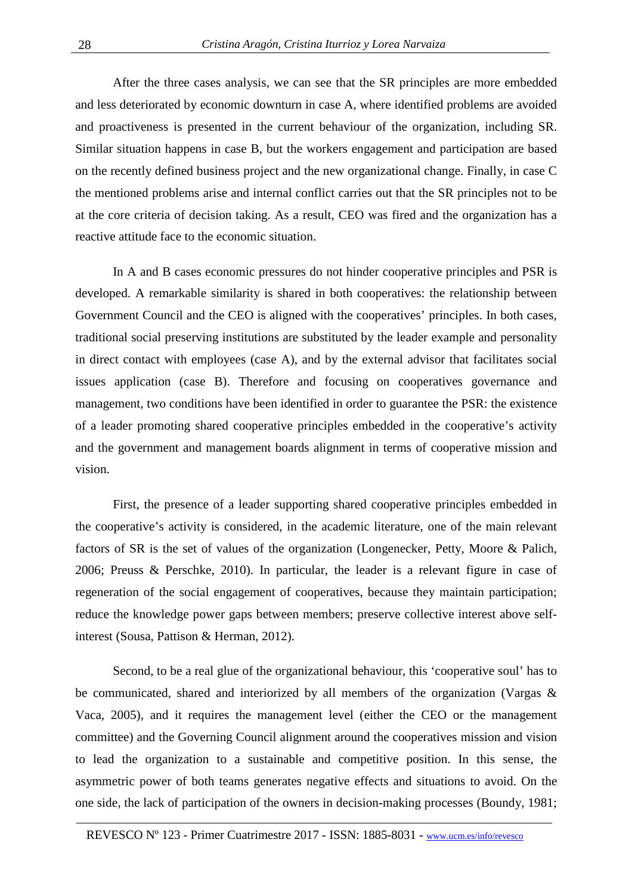After the three cases analysis, we can see that the SR principles are more embedded and less deteriorated by economic downturn in case A, where identified problems are avoided and proactiveness is presented in the current behaviour of the organization, including SR. Similar situation happens in case B, but the workers engagement and participation are based on the recently defined business project and the new organizational change. Finally, in case C the mentioned problems arise and internal conflict carries out that the SR principles not to be at the core criteria of decision taking. As a result, CEO was fired and the organization has a reactive attitude face to the economic situation.

In A and B cases economic pressures do not hinder cooperative principles and PSR is developed. A remarkable similarity is shared in both cooperatives: the relationship between Government Council and the CEO is aligned with the cooperatives' principles. In both cases, traditional social preserving institutions are substituted by the leader example and personality in direct contact with employees (case A), and by the external advisor that facilitates social issues application (case B). Therefore and focusing on cooperatives governance and management, two conditions have been identified in order to guarantee the PSR: the existence of a leader promoting shared cooperative principles embedded in the cooperative's activity and the government and management boards alignment in terms of cooperative mission and vision.

First, the presence of a leader supporting shared cooperative principles embedded in the cooperative's activity is considered, in the academic literature, one of the main relevant factors of SR is the set of values of the organization (Longenecker, Petty, Moore & Palich, 2006; Preuss & Perschke, 2010). In particular, the leader is a relevant figure in case of regeneration of the social engagement of cooperatives, because they maintain participation; reduce the knowledge power gaps between members; preserve collective interest above self-interest (Sousa, Pattison & Herman, 2012).

Second, to be a real glue of the organizational behaviour, this 'cooperative soul' has to be communicated, shared and interiorized by all members of the organization (Vargas & Vaca, 2005), and it requires the management level (either the CEO or the management committee) and the Governing Council alignment around the cooperatives mission and vision to lead the organization to a sustainable and competitive position. In this sense, the asymmetric power of both teams generates negative effects and situations to avoid. On the one side, the lack of participation of the owners in decision-making processes (Boundy, 1981;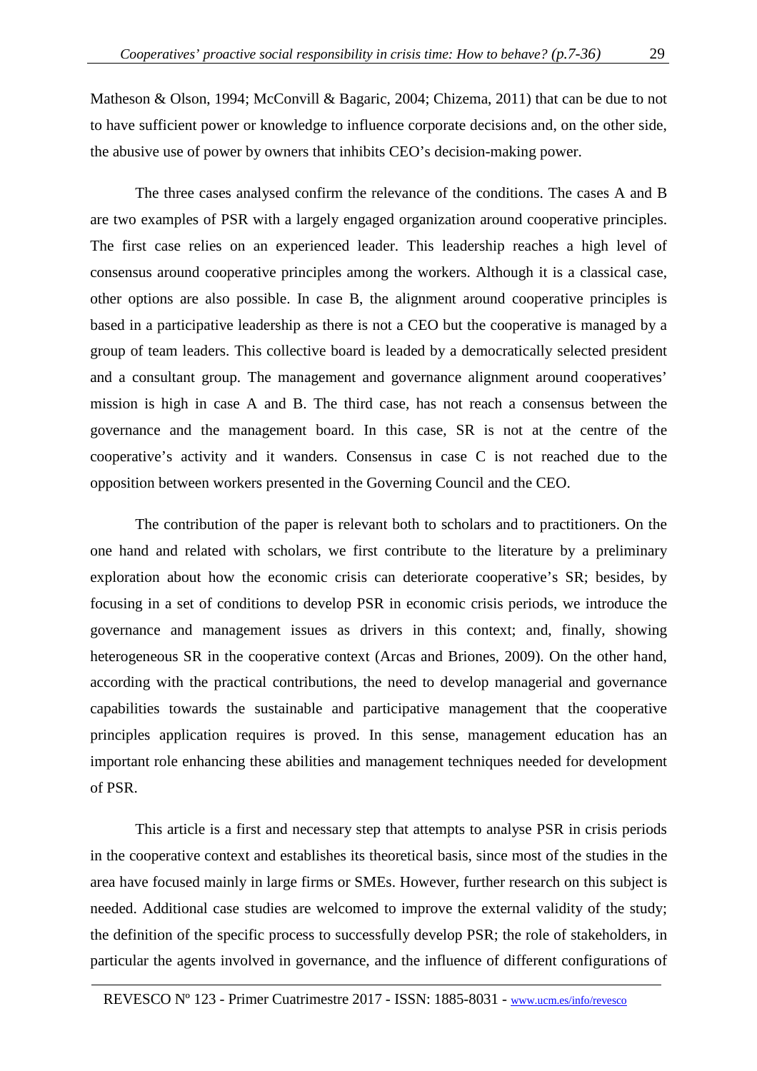Matheson & Olson, 1994; McConvill & Bagaric, 2004; Chizema, 2011) that can be due to not to have sufficient power or knowledge to influence corporate decisions and, on the other side, the abusive use of power by owners that inhibits CEO's decision-making power.

The three cases analysed confirm the relevance of the conditions. The cases A and B are two examples of PSR with a largely engaged organization around cooperative principles. The first case relies on an experienced leader. This leadership reaches a high level of consensus around cooperative principles among the workers. Although it is a classical case, other options are also possible. In case B, the alignment around cooperative principles is based in a participative leadership as there is not a CEO but the cooperative is managed by a group of team leaders. This collective board is leaded by a democratically selected president and a consultant group. The management and governance alignment around cooperatives' mission is high in case A and B. The third case, has not reach a consensus between the governance and the management board. In this case, SR is not at the centre of the cooperative's activity and it wanders. Consensus in case C is not reached due to the opposition between workers presented in the Governing Council and the CEO.

The contribution of the paper is relevant both to scholars and to practitioners. On the one hand and related with scholars, we first contribute to the literature by a preliminary exploration about how the economic crisis can deteriorate cooperative's SR; besides, by focusing in a set of conditions to develop PSR in economic crisis periods, we introduce the governance and management issues as drivers in this context; and, finally, showing heterogeneous SR in the cooperative context (Arcas and Briones, 2009). On the other hand, according with the practical contributions, the need to develop managerial and governance capabilities towards the sustainable and participative management that the cooperative principles application requires is proved. In this sense, management education has an important role enhancing these abilities and management techniques needed for development of PSR.

This article is a first and necessary step that attempts to analyse PSR in crisis periods in the cooperative context and establishes its theoretical basis, since most of the studies in the area have focused mainly in large firms or SMEs. However, further research on this subject is needed. Additional case studies are welcomed to improve the external validity of the study; the definition of the specific process to successfully develop PSR; the role of stakeholders, in particular the agents involved in governance, and the influence of different configurations of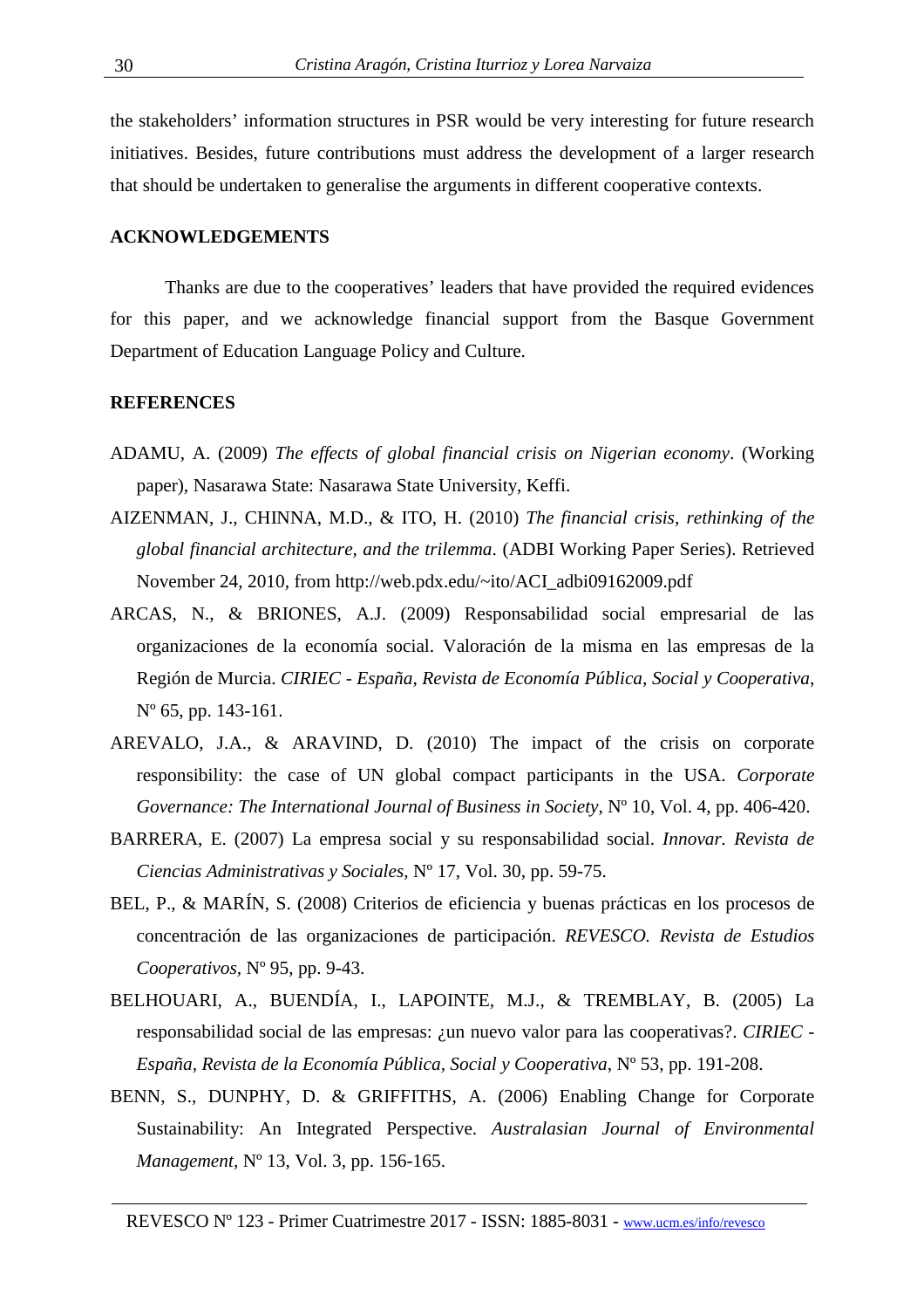the stakeholders' information structures in PSR would be very interesting for future research initiatives. Besides, future contributions must address the development of a larger research that should be undertaken to generalise the arguments in different cooperative contexts.

## ACKNOWLEDGEMENTS

Thanks are due to the cooperatives' leaders that have provided the required evidences for this paper, and we acknowledge financial support from the Basque Government Department of Education Language Policy and Culture.

## REFERENCES

ADAMU, A. (2009) *The effects of global financial crisis on Nigerian economy*. (Working paper), Nasarawa State: Nasarawa State University, Keffi.

AIZENMAN, J., CHINNA, M.D., & ITO, H. (2010) *The financial crisis, rethinking of the global financial architecture, and the trilemma*. (ADBI Working Paper Series). Retrieved November 24, 2010, from http://web.pdx.edu/~ito/ACI_adbi09162009.pdf

ARCAS, N., & BRIONES, A.J. (2009) Responsabilidad social empresarial de las organizaciones de la economía social. Valoración de la misma en las empresas de la Región de Murcia. *CIRIEC - España, Revista de Economía Pública, Social y Cooperativa*, Nº 65, pp. 143-161.

AREVALO, J.A., & ARAVIND, D. (2010) The impact of the crisis on corporate responsibility: the case of UN global compact participants in the USA. *Corporate Governance: The International Journal of Business in Society*, Nº 10, Vol. 4, pp. 406-420.

BARRERA, E. (2007) La empresa social y su responsabilidad social. *Innovar. Revista de Ciencias Administrativas y Sociales*, Nº 17, Vol. 30, pp. 59-75.

BEL, P., & MARÍN, S. (2008) Criterios de eficiencia y buenas prácticas en los procesos de concentración de las organizaciones de participación. *REVESCO. Revista de Estudios Cooperativos*, Nº 95, pp. 9-43.

BELHOUARI, A., BUENDÍA, I., LAPOINTE, M.J., & TREMBLAY, B. (2005) La responsabilidad social de las empresas: ¿un nuevo valor para las cooperativas?. *CIRIEC - España, Revista de la Economía Pública, Social y Cooperativa*, Nº 53, pp. 191-208.

BENN, S., DUNPHY, D. & GRIFFITHS, A. (2006) Enabling Change for Corporate Sustainability: An Integrated Perspective. *Australasian Journal of Environmental Management*, Nº 13, Vol. 3, pp. 156-165.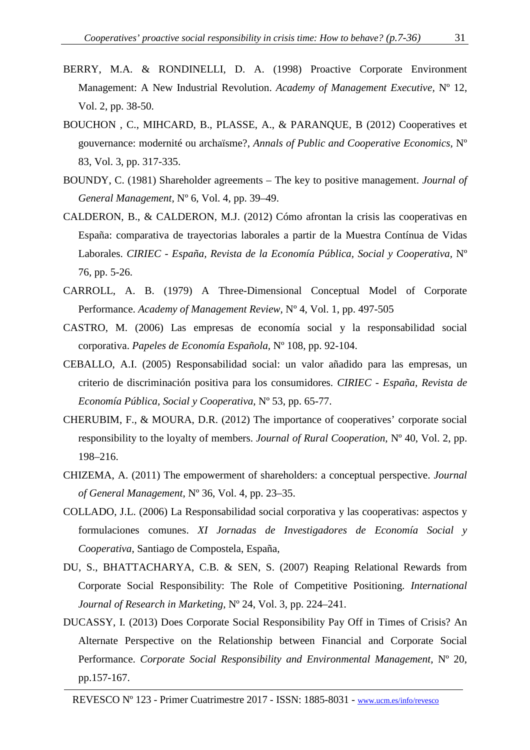BERRY, M.A. & RONDINELLI, D. A. (1998) Proactive Corporate Environment Management: A New Industrial Revolution. *Academy of Management Executive*, Nº 12, Vol. 2, pp. 38-50.

BOUCHON , C., MIHCARD, B., PLASSE, A., & PARANQUE, B (2012) Cooperatives et gouvernance: modernité ou archaïsme?, *Annals of Public and Cooperative Economics*, Nº 83, Vol. 3, pp. 317-335.

BOUNDY, C. (1981) Shareholder agreements – The key to positive management. *Journal of General Management*, Nº 6, Vol. 4, pp. 39–49.

CALDERON, B., & CALDERON, M.J. (2012) Cómo afrontan la crisis las cooperativas en España: comparativa de trayectorias laborales a partir de la Muestra Contínua de Vidas Laborales. *CIRIEC - España, Revista de la Economía Pública, Social y Cooperativa*, Nº 76, pp. 5-26.

CARROLL, A. B. (1979) A Three-Dimensional Conceptual Model of Corporate Performance. *Academy of Management Review*, Nº 4, Vol. 1, pp. 497-505

CASTRO, M. (2006) Las empresas de economía social y la responsabilidad social corporativa. *Papeles de Economía Española*, Nº 108, pp. 92-104.

CEBALLO, A.I. (2005) Responsabilidad social: un valor añadido para las empresas, un criterio de discriminación positiva para los consumidores. *CIRIEC - España, Revista de Economía Pública, Social y Cooperativa*, Nº 53, pp. 65-77.

CHERUBIM, F., & MOURA, D.R. (2012) The importance of cooperatives' corporate social responsibility to the loyalty of members. *Journal of Rural Cooperation*, Nº 40, Vol. 2, pp. 198–216.

CHIZEMA, A. (2011) The empowerment of shareholders: a conceptual perspective. *Journal of General Management*, Nº 36, Vol. 4, pp. 23–35.

COLLADO, J.L. (2006) La Responsabilidad social corporativa y las cooperativas: aspectos y formulaciones comunes. *XI Jornadas de Investigadores de Economía Social y Cooperativa*, Santiago de Compostela, España,

DU, S., BHATTACHARYA, C.B. & SEN, S. (2007) Reaping Relational Rewards from Corporate Social Responsibility: The Role of Competitive Positioning. *International Journal of Research in Marketing*, Nº 24, Vol. 3, pp. 224–241.

DUCASSY, I. (2013) Does Corporate Social Responsibility Pay Off in Times of Crisis? An Alternate Perspective on the Relationship between Financial and Corporate Social Performance. *Corporate Social Responsibility and Environmental Management*, Nº 20, pp.157-167.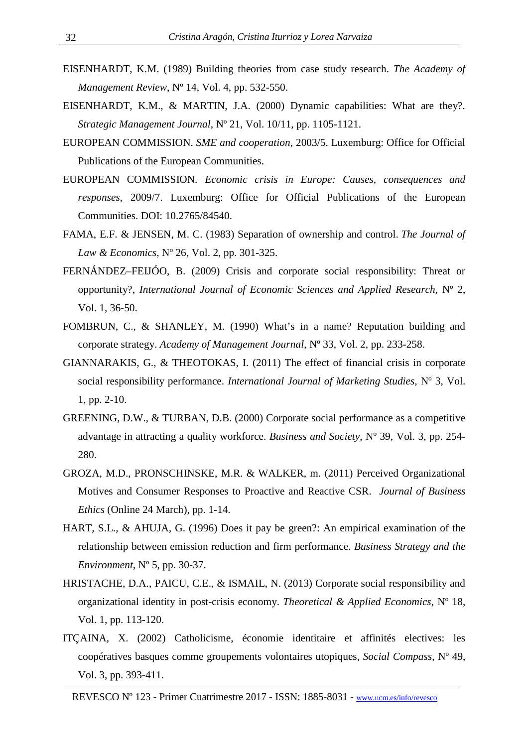EISENHARDT, K.M. (1989) Building theories from case study research. *The Academy of Management Review*, Nº 14, Vol. 4, pp. 532-550.

EISENHARDT, K.M., & MARTIN, J.A. (2000) Dynamic capabilities: What are they?. *Strategic Management Journal*, Nº 21, Vol. 10/11, pp. 1105-1121.

EUROPEAN COMMISSION. *SME and cooperation*, 2003/5. Luxemburg: Office for Official Publications of the European Communities.

EUROPEAN COMMISSION. *Economic crisis in Europe: Causes, consequences and responses*, 2009/7. Luxemburg: Office for Official Publications of the European Communities. DOI: 10.2765/84540.

FAMA, E.F. & JENSEN, M. C. (1983) Separation of ownership and control. *The Journal of Law & Economics*, Nº 26, Vol. 2, pp. 301-325.

FERNÁNDEZ–FEIJÓO, B. (2009) Crisis and corporate social responsibility: Threat or opportunity?, *International Journal of Economic Sciences and Applied Research*, Nº 2, Vol. 1, 36-50.

FOMBRUN, C., & SHANLEY, M. (1990) What's in a name? Reputation building and corporate strategy. *Academy of Management Journal*, Nº 33, Vol. 2, pp. 233-258.

GIANNARAKIS, G., & THEOTOKAS, I. (2011) The effect of financial crisis in corporate social responsibility performance. *International Journal of Marketing Studies*, Nº 3, Vol. 1, pp. 2-10.

GREENING, D.W., & TURBAN, D.B. (2000) Corporate social performance as a competitive advantage in attracting a quality workforce. *Business and Society*, Nº 39, Vol. 3, pp. 254-280.

GROZA, M.D., PRONSCHINSKE, M.R. & WALKER, m. (2011) Perceived Organizational Motives and Consumer Responses to Proactive and Reactive CSR. *Journal of Business Ethics* (Online 24 March), pp. 1-14.

HART, S.L., & AHUJA, G. (1996) Does it pay be green?: An empirical examination of the relationship between emission reduction and firm performance. *Business Strategy and the Environment*, Nº 5, pp. 30-37.

HRISTACHE, D.A., PAICU, C.E., & ISMAIL, N. (2013) Corporate social responsibility and organizational identity in post-crisis economy. *Theoretical & Applied Economics*, Nº 18, Vol. 1, pp. 113-120.

ITÇAINA, X. (2002) Catholicisme, économie identitaire et affinités electives: les coopératives basques comme groupements volontaires utopiques, *Social Compass*, Nº 49, Vol. 3, pp. 393-411.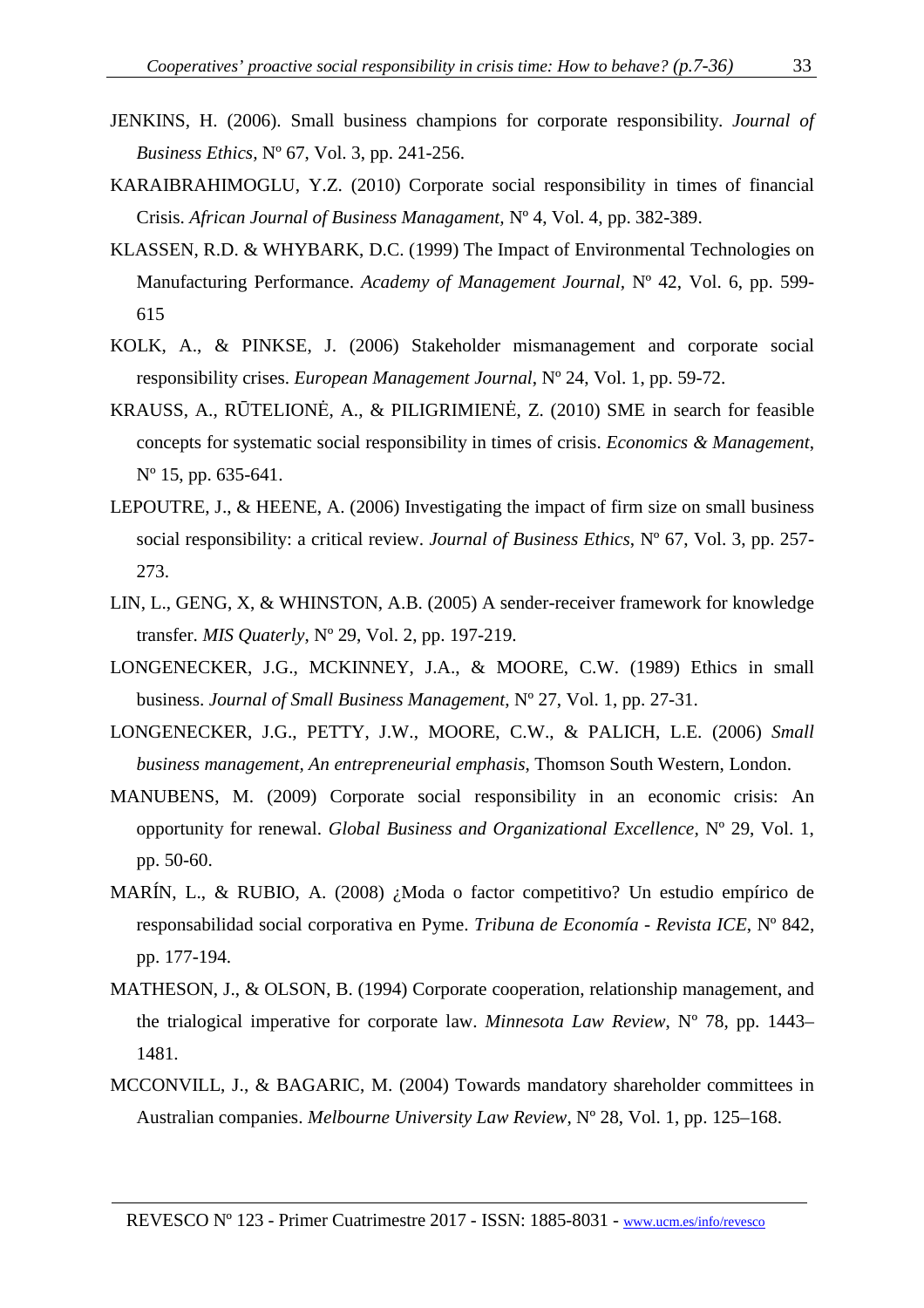JENKINS, H. (2006). Small business champions for corporate responsibility. *Journal of Business Ethics*, Nº 67, Vol. 3, pp. 241-256.

KARAIBRAHIMOGLU, Y.Z. (2010) Corporate social responsibility in times of financial Crisis. *African Journal of Business Managament*, Nº 4, Vol. 4, pp. 382-389.

KLASSEN, R.D. & WHYBARK, D.C. (1999) The Impact of Environmental Technologies on Manufacturing Performance. *Academy of Management Journal*, Nº 42, Vol. 6, pp. 599-615

KOLK, A., & PINKSE, J. (2006) Stakeholder mismanagement and corporate social responsibility crises. *European Management Journal*, Nº 24, Vol. 1, pp. 59-72.

KRAUSS, A., RŪTELIONĖ, A., & PILIGRIMIENĖ, Z. (2010) SME in search for feasible concepts for systematic social responsibility in times of crisis. *Economics & Management*, Nº 15, pp. 635-641.

LEPOUTRE, J., & HEENE, A. (2006) Investigating the impact of firm size on small business social responsibility: a critical review. *Journal of Business Ethics*, Nº 67, Vol. 3, pp. 257-273.

LIN, L., GENG, X, & WHINSTON, A.B. (2005) A sender-receiver framework for knowledge transfer. *MIS Quaterly*, Nº 29, Vol. 2, pp. 197-219.

LONGENECKER, J.G., MCKINNEY, J.A., & MOORE, C.W. (1989) Ethics in small business. *Journal of Small Business Management*, Nº 27, Vol. 1, pp. 27-31.

LONGENECKER, J.G., PETTY, J.W., MOORE, C.W., & PALICH, L.E. (2006) *Small business management, An entrepreneurial emphasis*, Thomson South Western, London.

MANUBENS, M. (2009) Corporate social responsibility in an economic crisis: An opportunity for renewal. *Global Business and Organizational Excellence*, Nº 29, Vol. 1, pp. 50-60.

MARÍN, L., & RUBIO, A. (2008) ¿Moda o factor competitivo? Un estudio empírico de responsabilidad social corporativa en Pyme. *Tribuna de Economía - Revista ICE*, Nº 842, pp. 177-194.

MATHESON, J., & OLSON, B. (1994) Corporate cooperation, relationship management, and the trialogical imperative for corporate law. *Minnesota Law Review*, Nº 78, pp. 1443–1481.

MCCONVILL, J., & BAGARIC, M. (2004) Towards mandatory shareholder committees in Australian companies. *Melbourne University Law Review*, Nº 28, Vol. 1, pp. 125–168.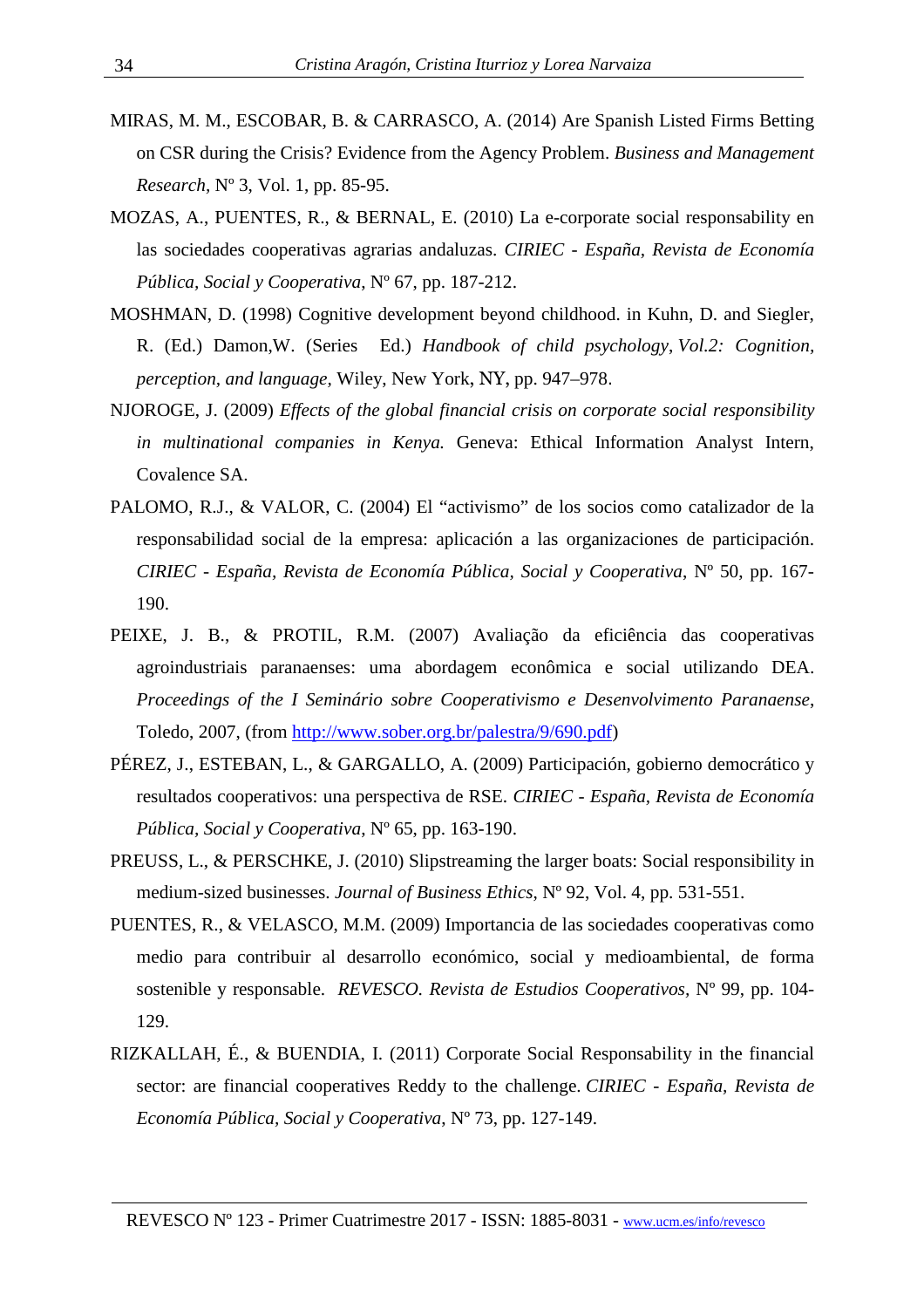MIRAS, M. M., ESCOBAR, B. & CARRASCO, A. (2014) Are Spanish Listed Firms Betting on CSR during the Crisis? Evidence from the Agency Problem. *Business and Management Research*, Nº 3, Vol. 1, pp. 85-95.

MOZAS, A., PUENTES, R., & BERNAL, E. (2010) La e-corporate social responsability en las sociedades cooperativas agrarias andaluzas. *CIRIEC - España, Revista de Economía Pública, Social y Cooperativa*, Nº 67, pp. 187-212.

MOSHMAN, D. (1998) Cognitive development beyond childhood. in Kuhn, D. and Siegler, R. (Ed.) Damon,W. (Series Ed.) *Handbook of child psychology*, *Vol.2: Cognition, perception, and language*, Wiley, New York, NY, pp. 947–978.

NJOROGE, J. (2009) *Effects of the global financial crisis on corporate social responsibility in multinational companies in Kenya.* Geneva: Ethical Information Analyst Intern, Covalence SA.

PALOMO, R.J., & VALOR, C. (2004) El "activismo" de los socios como catalizador de la responsabilidad social de la empresa: aplicación a las organizaciones de participación. *CIRIEC - España, Revista de Economía Pública, Social y Cooperativa*, Nº 50, pp. 167-190.

PEIXE, J. B., & PROTIL, R.M. (2007) Avaliação da eficiência das cooperativas agroindustriais paranaenses: uma abordagem econômica e social utilizando DEA. *Proceedings of the I Seminário sobre Cooperativismo e Desenvolvimento Paranaense*, Toledo, 2007, (from http://www.sober.org.br/palestra/9/690.pdf)

PÉREZ, J., ESTEBAN, L., & GARGALLO, A. (2009) Participación, gobierno democrático y resultados cooperativos: una perspectiva de RSE. *CIRIEC - España, Revista de Economía Pública, Social y Cooperativa*, Nº 65, pp. 163-190.

PREUSS, L., & PERSCHKE, J. (2010) Slipstreaming the larger boats: Social responsibility in medium-sized businesses. *Journal of Business Ethics*, Nº 92, Vol. 4, pp. 531-551.

PUENTES, R., & VELASCO, M.M. (2009) Importancia de las sociedades cooperativas como medio para contribuir al desarrollo económico, social y medioambiental, de forma sostenible y responsable. *REVESCO. Revista de Estudios Cooperativos*, Nº 99, pp. 104-129.

RIZKALLAH, É., & BUENDIA, I. (2011) Corporate Social Responsability in the financial sector: are financial cooperatives Reddy to the challenge. *CIRIEC - España, Revista de Economía Pública, Social y Cooperativa*, Nº 73, pp. 127-149.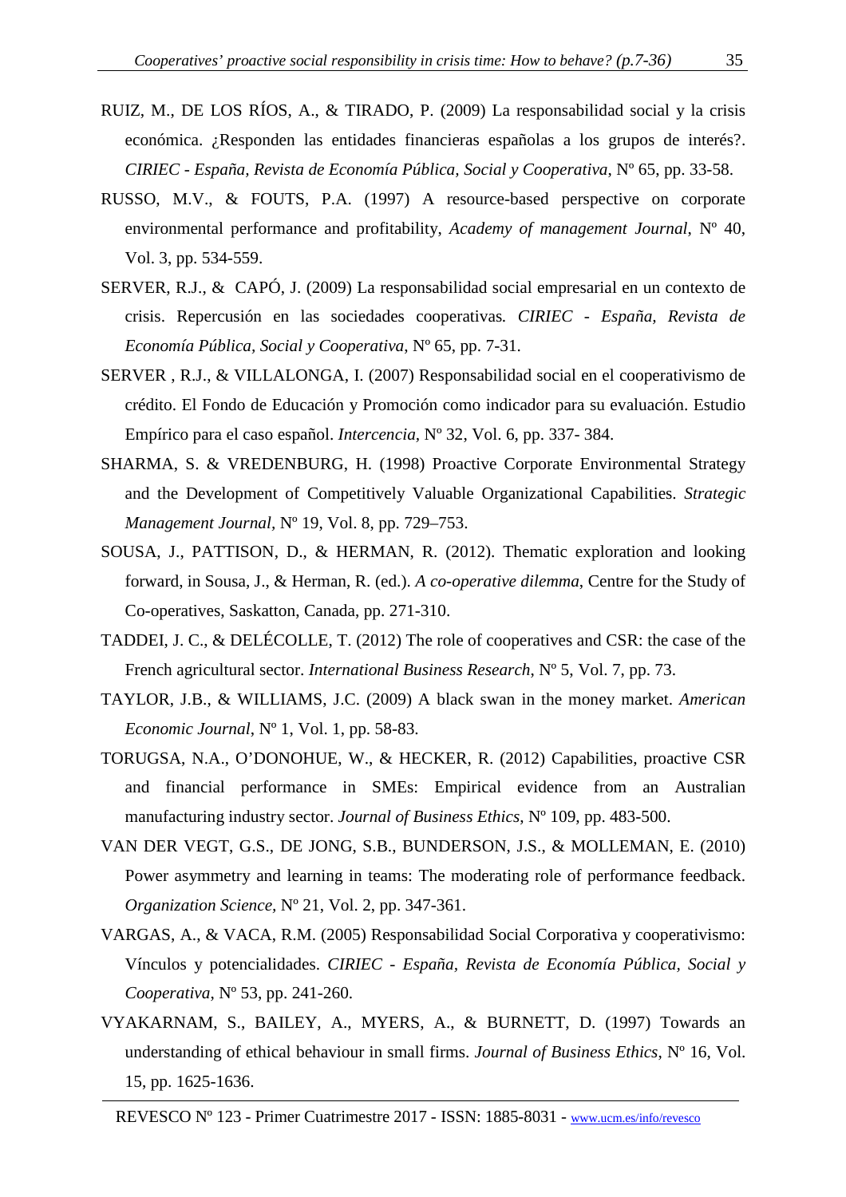RUIZ, M., DE LOS RÍOS, A., & TIRADO, P. (2009) La responsabilidad social y la crisis económica. ¿Responden las entidades financieras españolas a los grupos de interés?. *CIRIEC - España, Revista de Economía Pública, Social y Cooperativa*, Nº 65, pp. 33-58.

RUSSO, M.V., & FOUTS, P.A. (1997) A resource-based perspective on corporate environmental performance and profitability, *Academy of management Journal*, Nº 40, Vol. 3, pp. 534-559.

SERVER, R.J., & CAPÓ, J. (2009) La responsabilidad social empresarial en un contexto de crisis. Repercusión en las sociedades cooperativas*.* *CIRIEC - España, Revista de Economía Pública, Social y Cooperativa*, Nº 65, pp. 7-31.

SERVER , R.J., & VILLALONGA, I. (2007) Responsabilidad social en el cooperativismo de crédito. El Fondo de Educación y Promoción como indicador para su evaluación. Estudio Empírico para el caso español. *Intercencia*, Nº 32, Vol. 6, pp. 337- 384.

SHARMA, S. & VREDENBURG, H. (1998) Proactive Corporate Environmental Strategy and the Development of Competitively Valuable Organizational Capabilities. *Strategic Management Journal*, Nº 19, Vol. 8, pp. 729–753.

SOUSA, J., PATTISON, D., & HERMAN, R. (2012). Thematic exploration and looking forward, in Sousa, J., & Herman, R. (ed.). *A co-operative dilemma*, Centre for the Study of Co-operatives, Saskatton, Canada, pp. 271-310.

TADDEI, J. C., & DELÉCOLLE, T. (2012) The role of cooperatives and CSR: the case of the French agricultural sector. *International Business Research*, Nº 5, Vol. 7, pp. 73.

TAYLOR, J.B., & WILLIAMS, J.C. (2009) A black swan in the money market. *American Economic Journal*, Nº 1, Vol. 1, pp. 58-83.

TORUGSA, N.A., O'DONOHUE, W., & HECKER, R. (2012) Capabilities, proactive CSR and financial performance in SMEs: Empirical evidence from an Australian manufacturing industry sector. *Journal of Business Ethics*, Nº 109, pp. 483-500.

VAN DER VEGT, G.S., DE JONG, S.B., BUNDERSON, J.S., & MOLLEMAN, E. (2010) Power asymmetry and learning in teams: The moderating role of performance feedback. *Organization Science*, Nº 21, Vol. 2, pp. 347-361.

VARGAS, A., & VACA, R.M. (2005) Responsabilidad Social Corporativa y cooperativismo: Vínculos y potencialidades. *CIRIEC - España, Revista de Economía Pública, Social y Cooperativa*, Nº 53, pp. 241-260.

VYAKARNAM, S., BAILEY, A., MYERS, A., & BURNETT, D. (1997) Towards an understanding of ethical behaviour in small firms. *Journal of Business Ethics*, Nº 16, Vol. 15, pp. 1625-1636.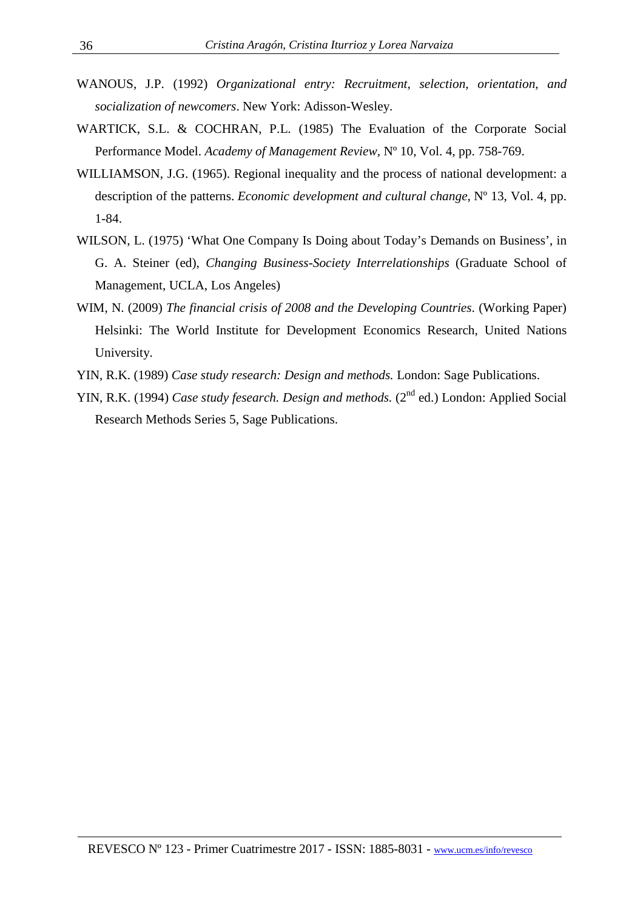WANOUS, J.P. (1992) *Organizational entry: Recruitment, selection, orientation, and socialization of newcomers*. New York: Adisson-Wesley.

WARTICK, S.L. & COCHRAN, P.L. (1985) The Evaluation of the Corporate Social Performance Model. *Academy of Management Review*, Nº 10, Vol. 4, pp. 758-769.

WILLIAMSON, J.G. (1965). Regional inequality and the process of national development: a description of the patterns. *Economic development and cultural change*, Nº 13, Vol. 4, pp. 1-84.

WILSON, L. (1975) 'What One Company Is Doing about Today's Demands on Business', in G. A. Steiner (ed), *Changing Business-Society Interrelationships* (Graduate School of Management, UCLA, Los Angeles)

WIM, N. (2009) *The financial crisis of 2008 and the Developing Countries*. (Working Paper) Helsinki: The World Institute for Development Economics Research, United Nations University.

YIN, R.K. (1989) *Case study research: Design and methods.* London: Sage Publications.

YIN, R.K. (1994) *Case study fesearch. Design and methods.* (2nd ed.) London: Applied Social Research Methods Series 5, Sage Publications.